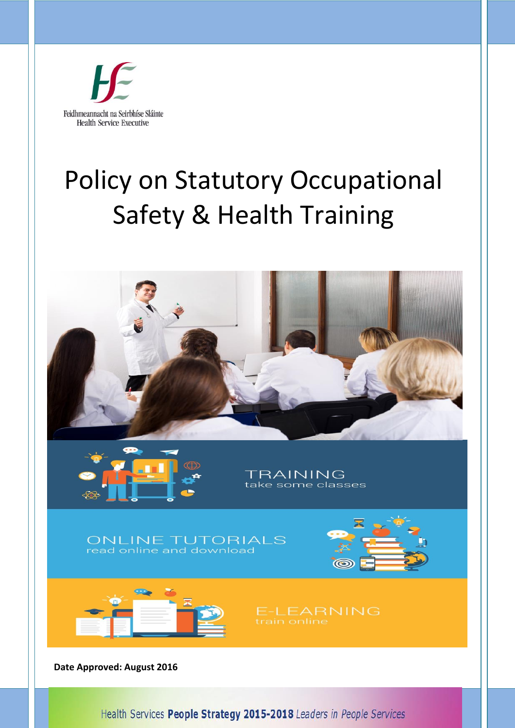Feidhmeannacht na Seirbhíse Sláinte
Health Service Executive

# Policy on Statutory Occupational Safety & Health Training

TRAINING
take some classes

ONLINE TUTORIALS
read online and download

E-LEARNING
train online

**Date Approved: August 2016**

Health Services **People Strategy 2015-2018** *Leaders in People Services*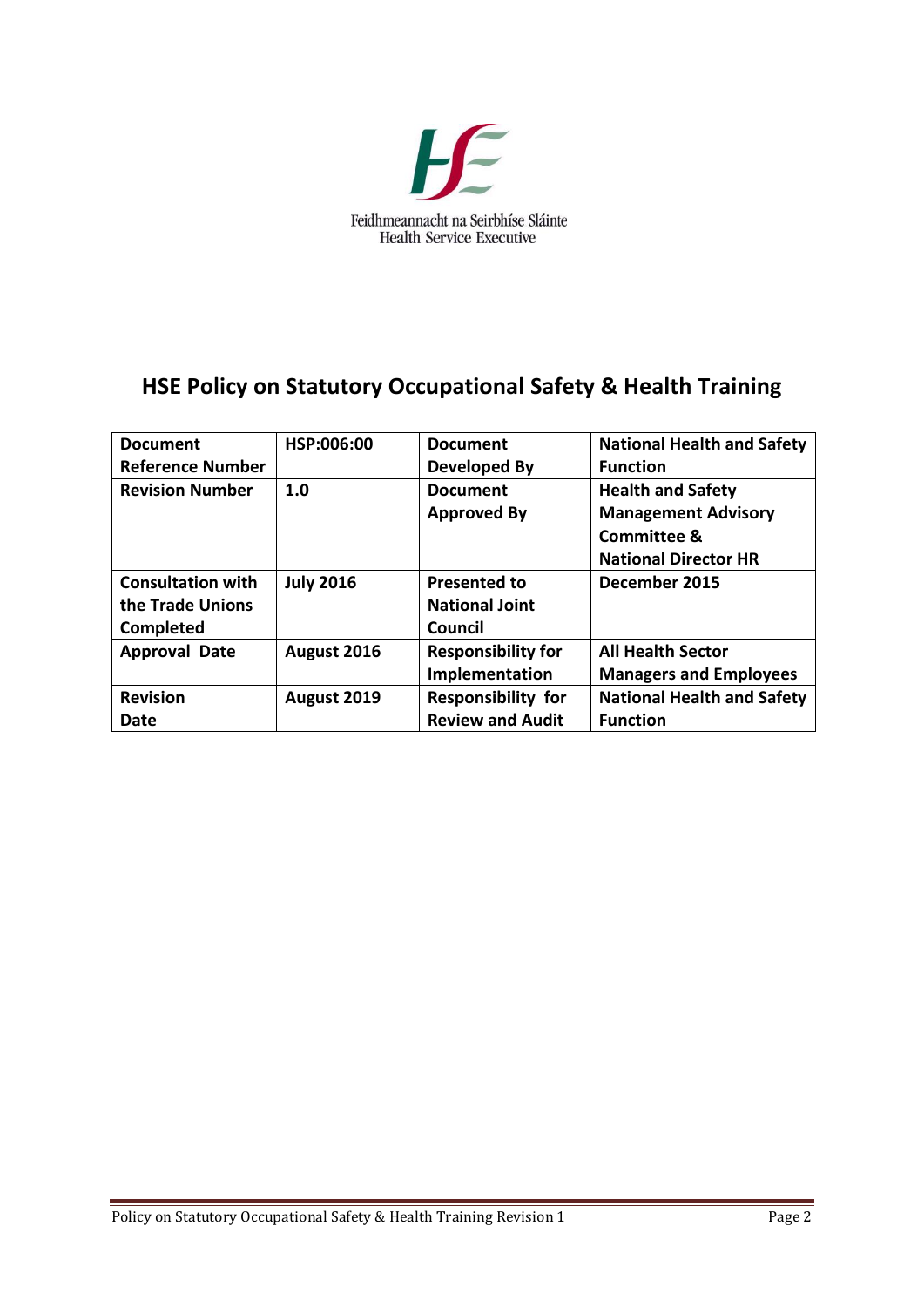Feidhmeannacht na Seirbhíse Sláinte
Health Service Executive

# HSE Policy on Statutory Occupational Safety & Health Training

| **Document Reference Number** | **HSP:006:00** | **Document Developed By** | **National Health and Safety Function** |
|---|---|---|---|
| **Revision Number** | **1.0** | **Document Approved By** | **Health and Safety Management Advisory Committee & National Director HR** |
| **Consultation with the Trade Unions Completed** | **July 2016** | **Presented to National Joint Council** | **December 2015** |
| **Approval Date** | **August 2016** | **Responsibility for Implementation** | **All Health Sector Managers and Employees** |
| **Revision Date** | **August 2019** | **Responsibility for Review and Audit** | **National Health and Safety Function** |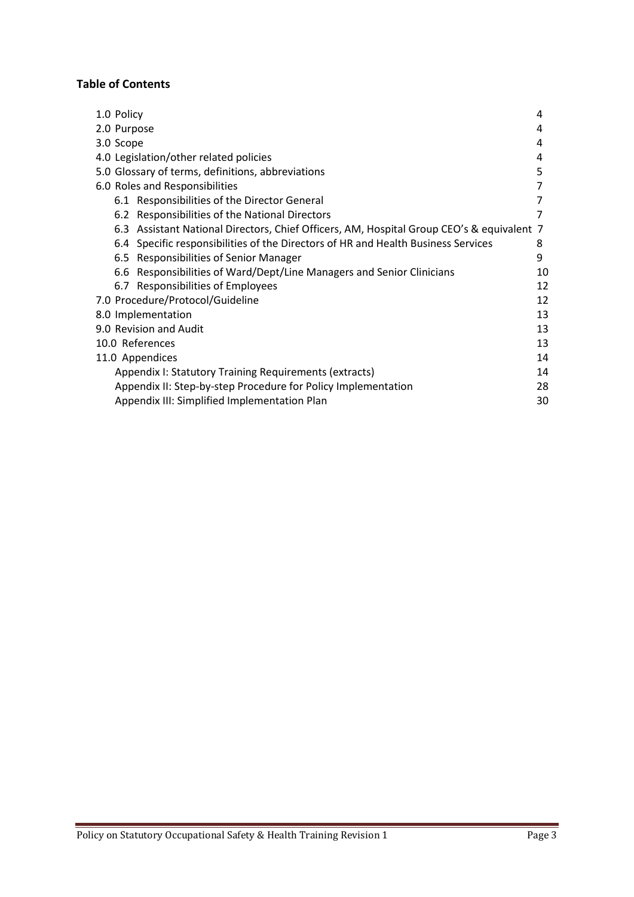**Table of Contents**

| | |
|---|---|
| 1.0 Policy | 4 |
| 2.0 Purpose | 4 |
| 3.0 Scope | 4 |
| 4.0 Legislation/other related policies | 4 |
| 5.0 Glossary of terms, definitions, abbreviations | 5 |
| 6.0 Roles and Responsibilities | 7 |
| 6.1 Responsibilities of the Director General | 7 |
| 6.2 Responsibilities of the National Directors | 7 |
| 6.3 Assistant National Directors, Chief Officers, AM, Hospital Group CEO's & equivalent | 7 |
| 6.4 Specific responsibilities of the Directors of HR and Health Business Services | 8 |
| 6.5 Responsibilities of Senior Manager | 9 |
| 6.6 Responsibilities of Ward/Dept/Line Managers and Senior Clinicians | 10 |
| 6.7 Responsibilities of Employees | 12 |
| 7.0 Procedure/Protocol/Guideline | 12 |
| 8.0 Implementation | 13 |
| 9.0 Revision and Audit | 13 |
| 10.0 References | 13 |
| 11.0 Appendices | 14 |
| Appendix I: Statutory Training Requirements (extracts) | 14 |
| Appendix II: Step-by-step Procedure for Policy Implementation | 28 |
| Appendix III: Simplified Implementation Plan | 30 |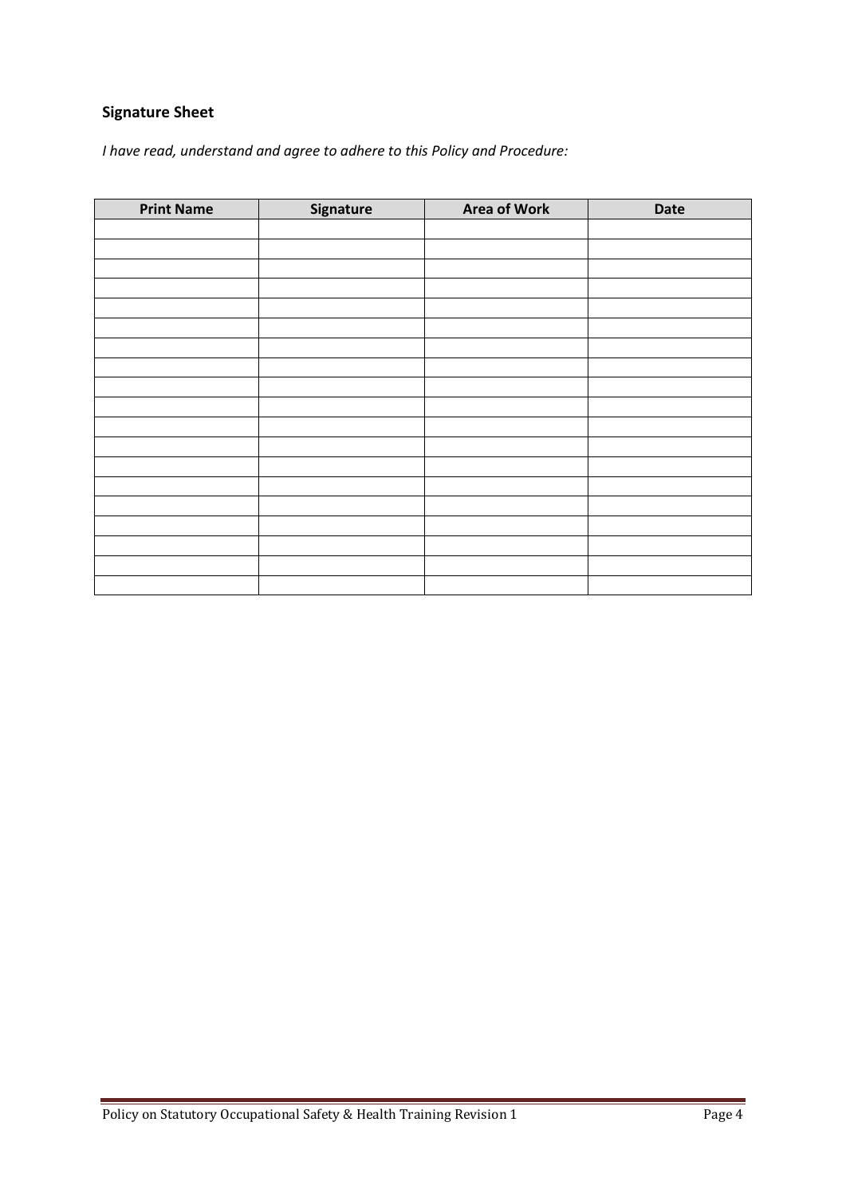## Signature Sheet

*I have read, understand and agree to adhere to this Policy and Procedure:*

| Print Name | Signature | Area of Work | Date |
|---|---|---|---|
| | | | |
| | | | |
| | | | |
| | | | |
| | | | |
| | | | |
| | | | |
| | | | |
| | | | |
| | | | |
| | | | |
| | | | |
| | | | |
| | | | |
| | | | |
| | | | |
| | | | |
| | | | |
| | | | |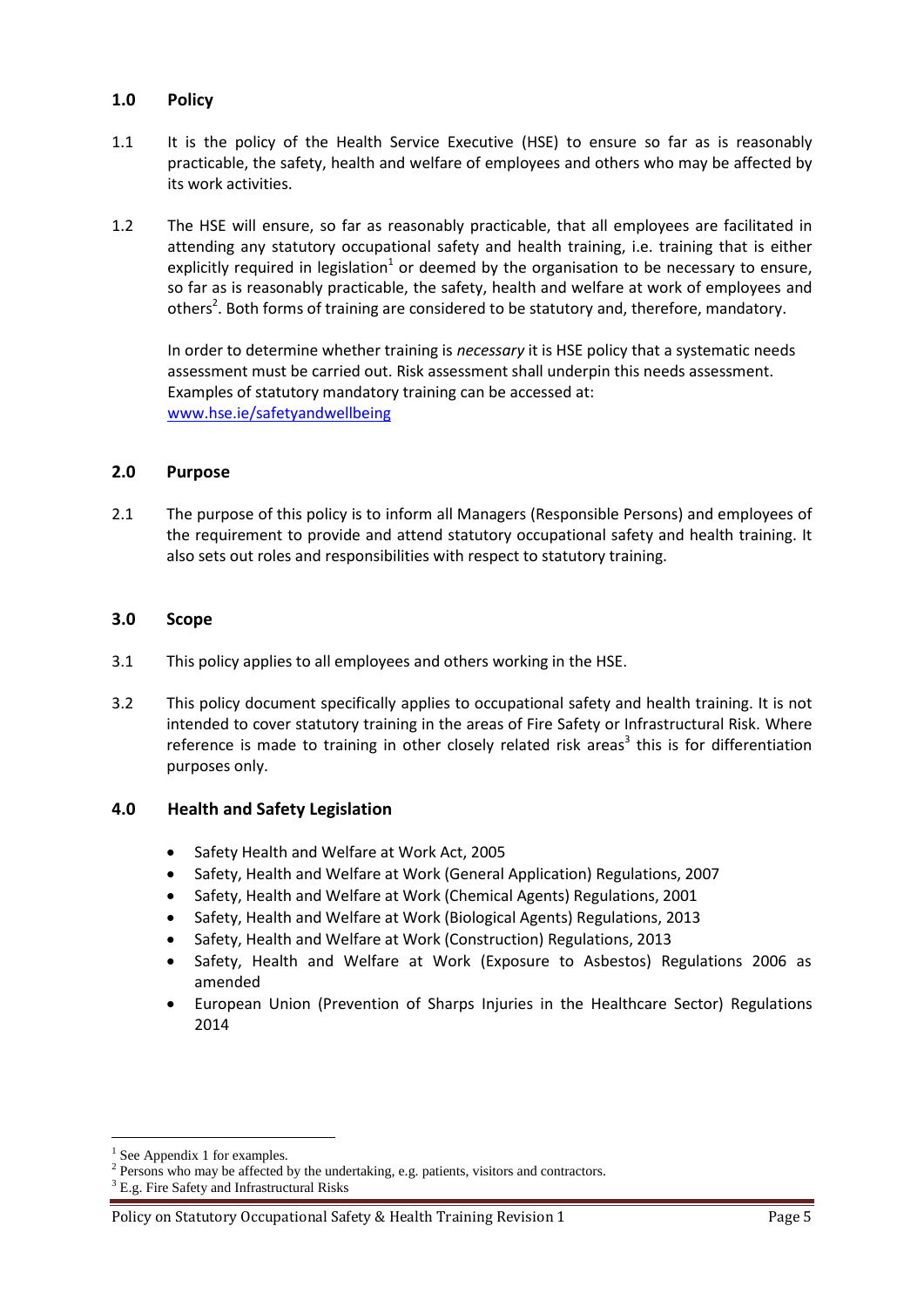## 1.0 Policy

1.1 It is the policy of the Health Service Executive (HSE) to ensure so far as is reasonably practicable, the safety, health and welfare of employees and others who may be affected by its work activities.

1.2 The HSE will ensure, so far as reasonably practicable, that all employees are facilitated in attending any statutory occupational safety and health training, i.e. training that is either explicitly required in legislation[1] or deemed by the organisation to be necessary to ensure, so far as is reasonably practicable, the safety, health and welfare at work of employees and others[2]. Both forms of training are considered to be statutory and, therefore, mandatory.

In order to determine whether training is *necessary* it is HSE policy that a systematic needs assessment must be carried out. Risk assessment shall underpin this needs assessment. Examples of statutory mandatory training can be accessed at: www.hse.ie/safetyandwellbeing

## 2.0 Purpose

2.1 The purpose of this policy is to inform all Managers (Responsible Persons) and employees of the requirement to provide and attend statutory occupational safety and health training. It also sets out roles and responsibilities with respect to statutory training.

## 3.0 Scope

3.1 This policy applies to all employees and others working in the HSE.

3.2 This policy document specifically applies to occupational safety and health training. It is not intended to cover statutory training in the areas of Fire Safety or Infrastructural Risk. Where reference is made to training in other closely related risk areas[3] this is for differentiation purposes only.

## 4.0 Health and Safety Legislation

- Safety Health and Welfare at Work Act, 2005
- Safety, Health and Welfare at Work (General Application) Regulations, 2007
- Safety, Health and Welfare at Work (Chemical Agents) Regulations, 2001
- Safety, Health and Welfare at Work (Biological Agents) Regulations, 2013
- Safety, Health and Welfare at Work (Construction) Regulations, 2013
- Safety, Health and Welfare at Work (Exposure to Asbestos) Regulations 2006 as amended
- European Union (Prevention of Sharps Injuries in the Healthcare Sector) Regulations 2014

---

[1] See Appendix 1 for examples.
[2] Persons who may be affected by the undertaking, e.g. patients, visitors and contractors.
[3] E.g. Fire Safety and Infrastructural Risks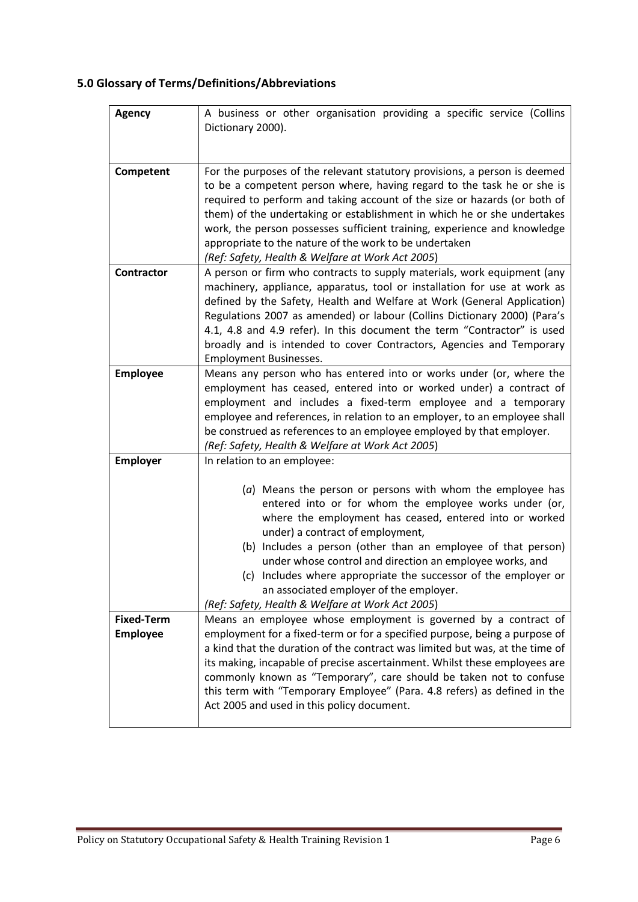## 5.0 Glossary of Terms/Definitions/Abbreviations

| | |
|---|---|
| **Agency** | A business or other organisation providing a specific service (Collins Dictionary 2000). |
| **Competent** | For the purposes of the relevant statutory provisions, a person is deemed to be a competent person where, having regard to the task he or she is required to perform and taking account of the size or hazards (or both of them) of the undertaking or establishment in which he or she undertakes work, the person possesses sufficient training, experience and knowledge appropriate to the nature of the work to be undertaken<br>*(Ref: Safety, Health & Welfare at Work Act 2005)* |
| **Contractor** | A person or firm who contracts to supply materials, work equipment (any machinery, appliance, apparatus, tool or installation for use at work as defined by the Safety, Health and Welfare at Work (General Application) Regulations 2007 as amended) or labour (Collins Dictionary 2000) (Para's 4.1, 4.8 and 4.9 refer). In this document the term "Contractor" is used broadly and is intended to cover Contractors, Agencies and Temporary Employment Businesses. |
| **Employee** | Means any person who has entered into or works under (or, where the employment has ceased, entered into or worked under) a contract of employment and includes a fixed-term employee and a temporary employee and references, in relation to an employer, to an employee shall be construed as references to an employee employed by that employer.<br>*(Ref: Safety, Health & Welfare at Work Act 2005)* |
| **Employer** | In relation to an employee:<br>(*a*) Means the person or persons with whom the employee has entered into or for whom the employee works under (or, where the employment has ceased, entered into or worked under) a contract of employment,<br>(b) Includes a person (other than an employee of that person) under whose control and direction an employee works, and<br>(c) Includes where appropriate the successor of the employer or an associated employer of the employer.<br>*(Ref: Safety, Health & Welfare at Work Act 2005)* |
| **Fixed-Term Employee** | Means an employee whose employment is governed by a contract of employment for a fixed-term or for a specified purpose, being a purpose of a kind that the duration of the contract was limited but was, at the time of its making, incapable of precise ascertainment. Whilst these employees are commonly known as "Temporary", care should be taken not to confuse this term with "Temporary Employee" (Para. 4.8 refers) as defined in the Act 2005 and used in this policy document. |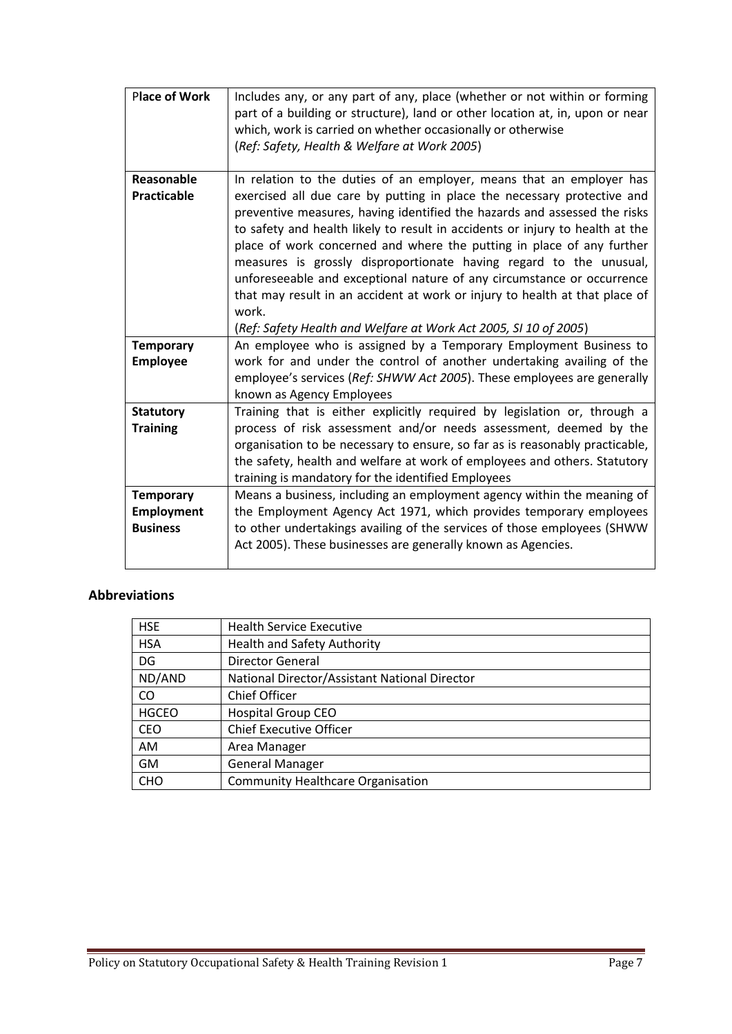| **Place of Work** | Includes any, or any part of any, place (whether or not within or forming part of a building or structure), land or other location at, in, upon or near which, work is carried on whether occasionally or otherwise (*Ref: Safety, Health & Welfare at Work 2005*) |
|---|---|
| **Reasonable Practicable** | In relation to the duties of an employer, means that an employer has exercised all due care by putting in place the necessary protective and preventive measures, having identified the hazards and assessed the risks to safety and health likely to result in accidents or injury to health at the place of work concerned and where the putting in place of any further measures is grossly disproportionate having regard to the unusual, unforeseeable and exceptional nature of any circumstance or occurrence that may result in an accident at work or injury to health at that place of work. (*Ref: Safety Health and Welfare at Work Act 2005, SI 10 of 2005*) |
| **Temporary Employee** | An employee who is assigned by a Temporary Employment Business to work for and under the control of another undertaking availing of the employee's services (*Ref: SHWW Act 2005*). These employees are generally known as Agency Employees |
| **Statutory Training** | Training that is either explicitly required by legislation or, through a process of risk assessment and/or needs assessment, deemed by the organisation to be necessary to ensure, so far as is reasonably practicable, the safety, health and welfare at work of employees and others. Statutory training is mandatory for the identified Employees |
| **Temporary Employment Business** | Means a business, including an employment agency within the meaning of the Employment Agency Act 1971, which provides temporary employees to other undertakings availing of the services of those employees (SHWW Act 2005). These businesses are generally known as Agencies. |

## Abbreviations

| HSE | Health Service Executive |
|---|---|
| HSA | Health and Safety Authority |
| DG | Director General |
| ND/AND | National Director/Assistant National Director |
| CO | Chief Officer |
| HGCEO | Hospital Group CEO |
| CEO | Chief Executive Officer |
| AM | Area Manager |
| GM | General Manager |
| CHO | Community Healthcare Organisation |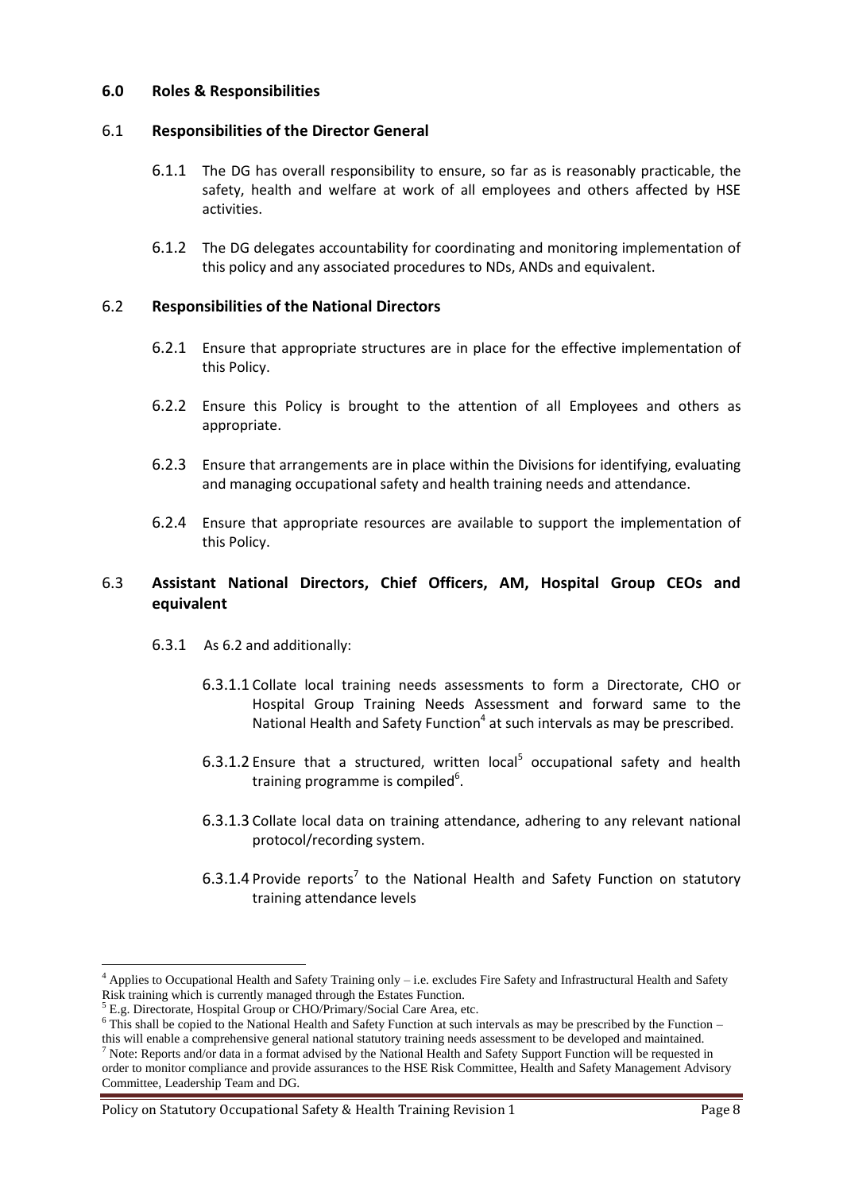## 6.0 Roles & Responsibilities

### 6.1 Responsibilities of the Director General

6.1.1 The DG has overall responsibility to ensure, so far as is reasonably practicable, the safety, health and welfare at work of all employees and others affected by HSE activities.

6.1.2 The DG delegates accountability for coordinating and monitoring implementation of this policy and any associated procedures to NDs, ANDs and equivalent.

### 6.2 Responsibilities of the National Directors

6.2.1 Ensure that appropriate structures are in place for the effective implementation of this Policy.

6.2.2 Ensure this Policy is brought to the attention of all Employees and others as appropriate.

6.2.3 Ensure that arrangements are in place within the Divisions for identifying, evaluating and managing occupational safety and health training needs and attendance.

6.2.4 Ensure that appropriate resources are available to support the implementation of this Policy.

### 6.3 Assistant National Directors, Chief Officers, AM, Hospital Group CEOs and equivalent

6.3.1 As 6.2 and additionally:

6.3.1.1 Collate local training needs assessments to form a Directorate, CHO or Hospital Group Training Needs Assessment and forward same to the National Health and Safety Function[4] at such intervals as may be prescribed.

6.3.1.2 Ensure that a structured, written local[5] occupational safety and health training programme is compiled[6].

6.3.1.3 Collate local data on training attendance, adhering to any relevant national protocol/recording system.

6.3.1.4 Provide reports[7] to the National Health and Safety Function on statutory training attendance levels

---

[4] Applies to Occupational Health and Safety Training only – i.e. excludes Fire Safety and Infrastructural Health and Safety Risk training which is currently managed through the Estates Function.

[5] E.g. Directorate, Hospital Group or CHO/Primary/Social Care Area, etc.

[6] This shall be copied to the National Health and Safety Function at such intervals as may be prescribed by the Function – this will enable a comprehensive general national statutory training needs assessment to be developed and maintained.

[7] Note: Reports and/or data in a format advised by the National Health and Safety Support Function will be requested in order to monitor compliance and provide assurances to the HSE Risk Committee, Health and Safety Management Advisory Committee, Leadership Team and DG.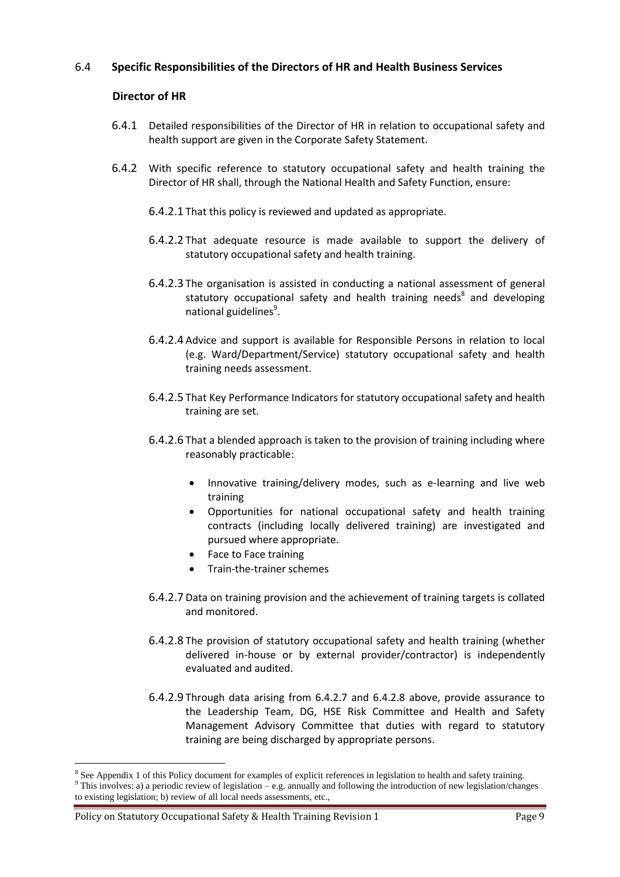## 6.4 Specific Responsibilities of the Directors of HR and Health Business Services

### Director of HR

6.4.1 Detailed responsibilities of the Director of HR in relation to occupational safety and health support are given in the Corporate Safety Statement.

6.4.2 With specific reference to statutory occupational safety and health training the Director of HR shall, through the National Health and Safety Function, ensure:

6.4.2.1 That this policy is reviewed and updated as appropriate.

6.4.2.2 That adequate resource is made available to support the delivery of statutory occupational safety and health training.

6.4.2.3 The organisation is assisted in conducting a national assessment of general statutory occupational safety and health training needs[8] and developing national guidelines[9].

6.4.2.4 Advice and support is available for Responsible Persons in relation to local (e.g. Ward/Department/Service) statutory occupational safety and health training needs assessment.

6.4.2.5 That Key Performance Indicators for statutory occupational safety and health training are set.

6.4.2.6 That a blended approach is taken to the provision of training including where reasonably practicable:

- Innovative training/delivery modes, such as e-learning and live web training
- Opportunities for national occupational safety and health training contracts (including locally delivered training) are investigated and pursued where appropriate.
- Face to Face training
- Train-the-trainer schemes

6.4.2.7 Data on training provision and the achievement of training targets is collated and monitored.

6.4.2.8 The provision of statutory occupational safety and health training (whether delivered in-house or by external provider/contractor) is independently evaluated and audited.

6.4.2.9 Through data arising from 6.4.2.7 and 6.4.2.8 above, provide assurance to the Leadership Team, DG, HSE Risk Committee and Health and Safety Management Advisory Committee that duties with regard to statutory training are being discharged by appropriate persons.

---

[8] See Appendix 1 of this Policy document for examples of explicit references in legislation to health and safety training.

[9] This involves: a) a periodic review of legislation – e.g. annually and following the introduction of new legislation/changes to existing legislation; b) review of all local needs assessments, etc.,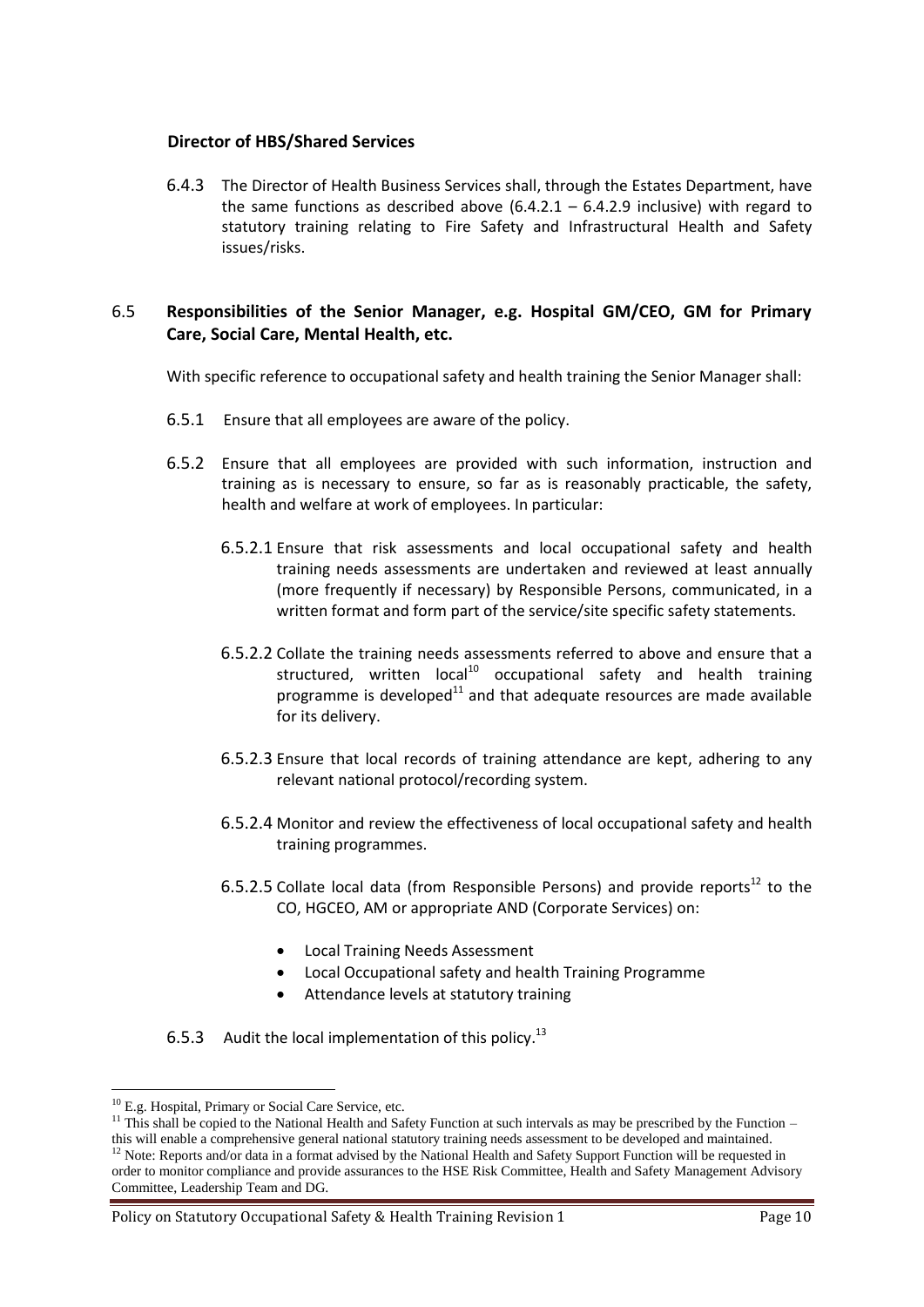**Director of HBS/Shared Services**

6.4.3 The Director of Health Business Services shall, through the Estates Department, have the same functions as described above (6.4.2.1 – 6.4.2.9 inclusive) with regard to statutory training relating to Fire Safety and Infrastructural Health and Safety issues/risks.

## 6.5 Responsibilities of the Senior Manager, e.g. Hospital GM/CEO, GM for Primary Care, Social Care, Mental Health, etc.

With specific reference to occupational safety and health training the Senior Manager shall:

6.5.1 Ensure that all employees are aware of the policy.

6.5.2 Ensure that all employees are provided with such information, instruction and training as is necessary to ensure, so far as is reasonably practicable, the safety, health and welfare at work of employees. In particular:

6.5.2.1 Ensure that risk assessments and local occupational safety and health training needs assessments are undertaken and reviewed at least annually (more frequently if necessary) by Responsible Persons, communicated, in a written format and form part of the service/site specific safety statements.

6.5.2.2 Collate the training needs assessments referred to above and ensure that a structured, written local[10] occupational safety and health training programme is developed[11] and that adequate resources are made available for its delivery.

6.5.2.3 Ensure that local records of training attendance are kept, adhering to any relevant national protocol/recording system.

6.5.2.4 Monitor and review the effectiveness of local occupational safety and health training programmes.

6.5.2.5 Collate local data (from Responsible Persons) and provide reports[12] to the CO, HGCEO, AM or appropriate AND (Corporate Services) on:

- Local Training Needs Assessment
- Local Occupational safety and health Training Programme
- Attendance levels at statutory training

6.5.3 Audit the local implementation of this policy.[13]

---

[10] E.g. Hospital, Primary or Social Care Service, etc.

[11] This shall be copied to the National Health and Safety Function at such intervals as may be prescribed by the Function – this will enable a comprehensive general national statutory training needs assessment to be developed and maintained.

[12] Note: Reports and/or data in a format advised by the National Health and Safety Support Function will be requested in order to monitor compliance and provide assurances to the HSE Risk Committee, Health and Safety Management Advisory Committee, Leadership Team and DG.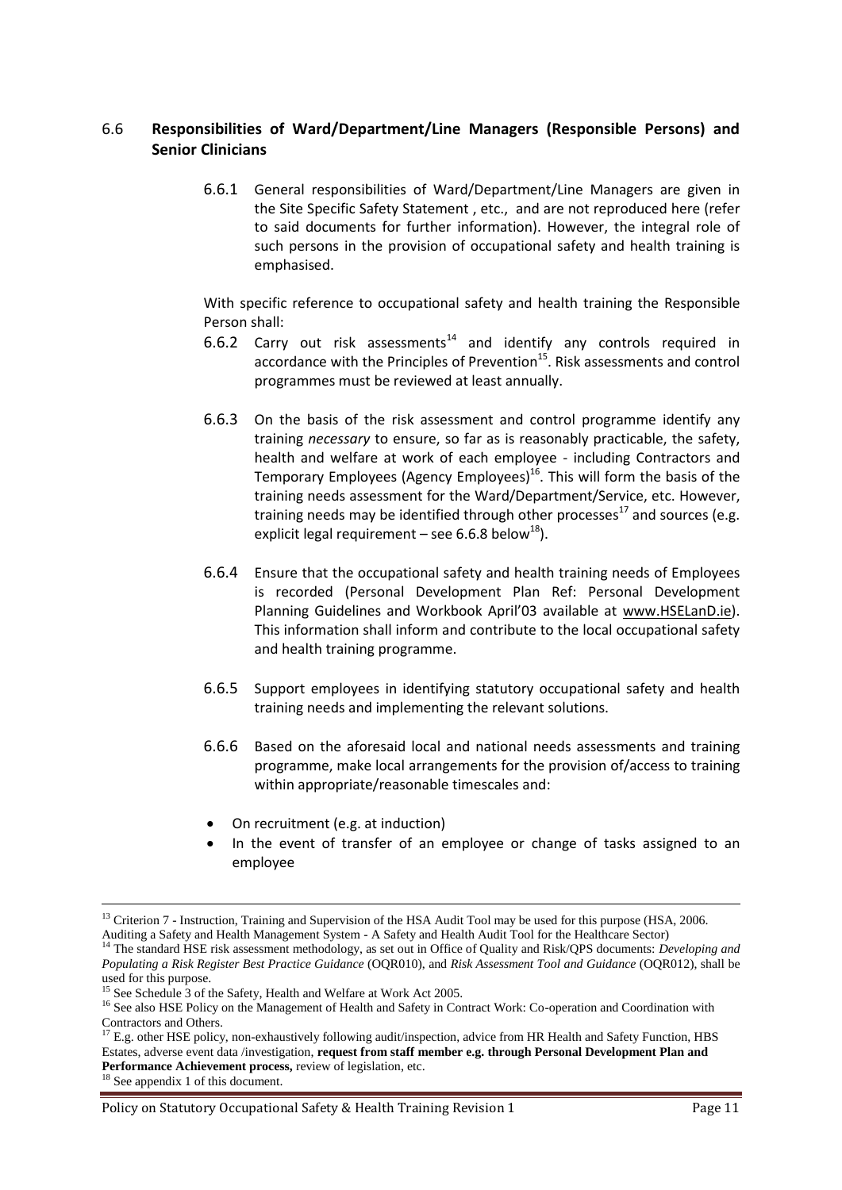## 6.6 **Responsibilities of Ward/Department/Line Managers (Responsible Persons) and Senior Clinicians**

6.6.1 General responsibilities of Ward/Department/Line Managers are given in the Site Specific Safety Statement , etc., and are not reproduced here (refer to said documents for further information). However, the integral role of such persons in the provision of occupational safety and health training is emphasised.

With specific reference to occupational safety and health training the Responsible Person shall:

6.6.2 Carry out risk assessments[14] and identify any controls required in accordance with the Principles of Prevention[15]. Risk assessments and control programmes must be reviewed at least annually.

6.6.3 On the basis of the risk assessment and control programme identify any training *necessary* to ensure, so far as is reasonably practicable, the safety, health and welfare at work of each employee - including Contractors and Temporary Employees (Agency Employees)[16]. This will form the basis of the training needs assessment for the Ward/Department/Service, etc. However, training needs may be identified through other processes[17] and sources (e.g. explicit legal requirement – see 6.6.8 below[18]).

6.6.4 Ensure that the occupational safety and health training needs of Employees is recorded (Personal Development Plan Ref: Personal Development Planning Guidelines and Workbook April'03 available at www.HSELanD.ie). This information shall inform and contribute to the local occupational safety and health training programme.

6.6.5 Support employees in identifying statutory occupational safety and health training needs and implementing the relevant solutions.

6.6.6 Based on the aforesaid local and national needs assessments and training programme, make local arrangements for the provision of/access to training within appropriate/reasonable timescales and:

- On recruitment (e.g. at induction)
- In the event of transfer of an employee or change of tasks assigned to an employee

---

[13] Criterion 7 - Instruction, Training and Supervision of the HSA Audit Tool may be used for this purpose (HSA, 2006. Auditing a Safety and Health Management System - A Safety and Health Audit Tool for the Healthcare Sector)

[14] The standard HSE risk assessment methodology, as set out in Office of Quality and Risk/QPS documents: *Developing and Populating a Risk Register Best Practice Guidance* (OQR010), and *Risk Assessment Tool and Guidance* (OQR012), shall be used for this purpose.

[15] See Schedule 3 of the Safety, Health and Welfare at Work Act 2005.

[16] See also HSE Policy on the Management of Health and Safety in Contract Work: Co-operation and Coordination with Contractors and Others.

[17] E.g. other HSE policy, non-exhaustively following audit/inspection, advice from HR Health and Safety Function, HBS Estates, adverse event data /investigation, **request from staff member e.g. through Personal Development Plan and Performance Achievement process,** review of legislation, etc.

[18] See appendix 1 of this document.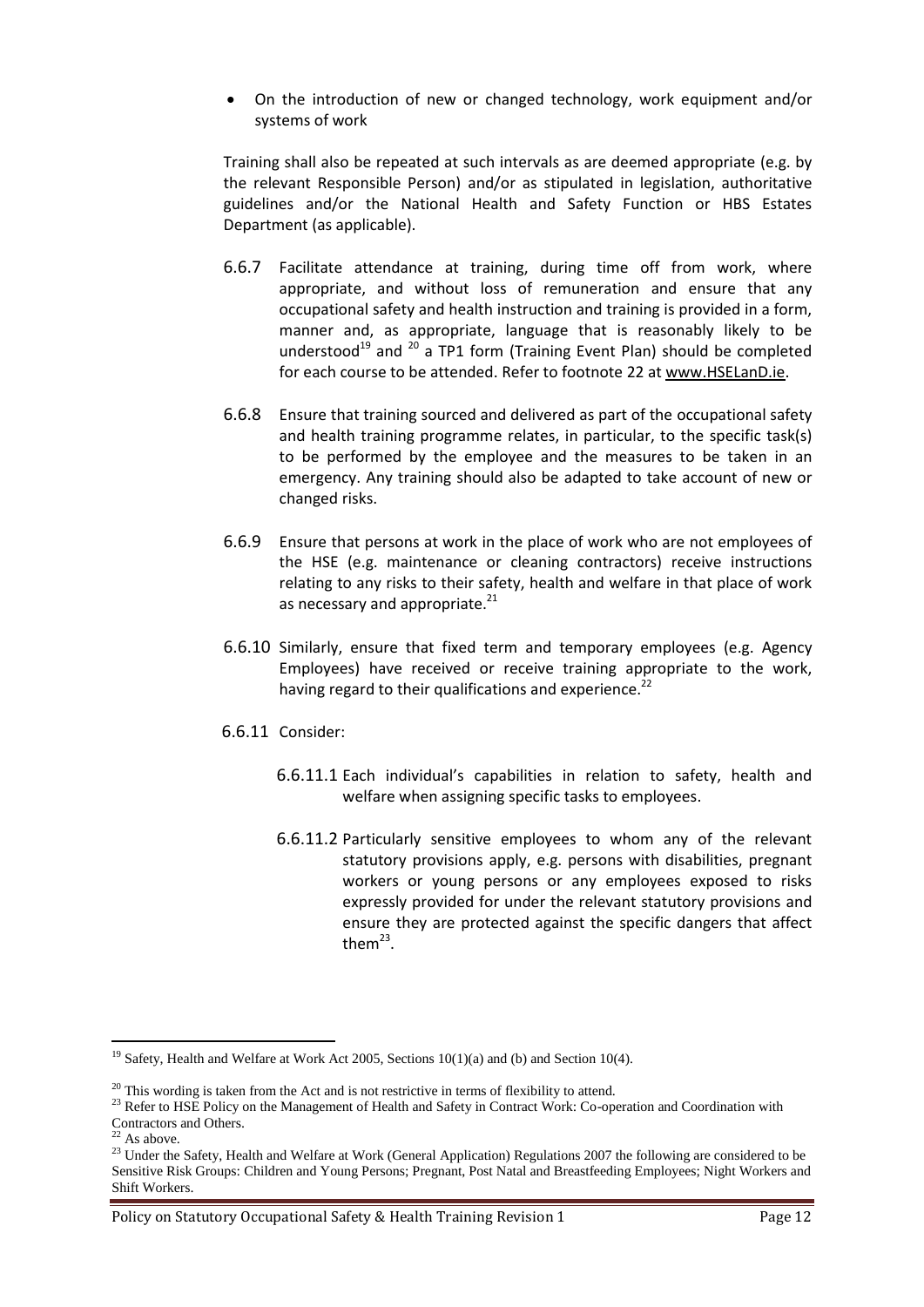- On the introduction of new or changed technology, work equipment and/or systems of work

Training shall also be repeated at such intervals as are deemed appropriate (e.g. by the relevant Responsible Person) and/or as stipulated in legislation, authoritative guidelines and/or the National Health and Safety Function or HBS Estates Department (as applicable).

6.6.7 Facilitate attendance at training, during time off from work, where appropriate, and without loss of remuneration and ensure that any occupational safety and health instruction and training is provided in a form, manner and, as appropriate, language that is reasonably likely to be understood[19] and [20] a TP1 form (Training Event Plan) should be completed for each course to be attended. Refer to footnote 22 at www.HSELanD.ie.

6.6.8 Ensure that training sourced and delivered as part of the occupational safety and health training programme relates, in particular, to the specific task(s) to be performed by the employee and the measures to be taken in an emergency. Any training should also be adapted to take account of new or changed risks.

6.6.9 Ensure that persons at work in the place of work who are not employees of the HSE (e.g. maintenance or cleaning contractors) receive instructions relating to any risks to their safety, health and welfare in that place of work as necessary and appropriate.[21]

6.6.10 Similarly, ensure that fixed term and temporary employees (e.g. Agency Employees) have received or receive training appropriate to the work, having regard to their qualifications and experience.[22]

6.6.11 Consider:

6.6.11.1 Each individual's capabilities in relation to safety, health and welfare when assigning specific tasks to employees.

6.6.11.2 Particularly sensitive employees to whom any of the relevant statutory provisions apply, e.g. persons with disabilities, pregnant workers or young persons or any employees exposed to risks expressly provided for under the relevant statutory provisions and ensure they are protected against the specific dangers that affect them[23].

---

[19] Safety, Health and Welfare at Work Act 2005, Sections 10(1)(a) and (b) and Section 10(4).

[20] This wording is taken from the Act and is not restrictive in terms of flexibility to attend.

[23] Refer to HSE Policy on the Management of Health and Safety in Contract Work: Co-operation and Coordination with Contractors and Others.

[22] As above.

[23] Under the Safety, Health and Welfare at Work (General Application) Regulations 2007 the following are considered to be Sensitive Risk Groups: Children and Young Persons; Pregnant, Post Natal and Breastfeeding Employees; Night Workers and Shift Workers.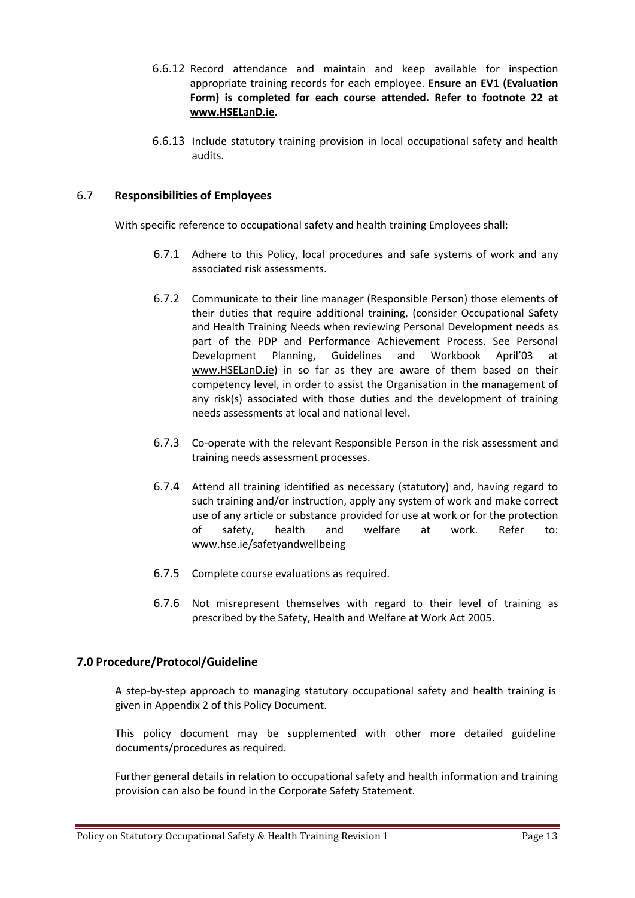6.6.12 Record attendance and maintain and keep available for inspection appropriate training records for each employee. **Ensure an EV1 (Evaluation Form) is completed for each course attended. Refer to footnote 22 at www.HSELanD.ie.**

6.6.13 Include statutory training provision in local occupational safety and health audits.

## 6.7 Responsibilities of Employees

With specific reference to occupational safety and health training Employees shall:

6.7.1 Adhere to this Policy, local procedures and safe systems of work and any associated risk assessments.

6.7.2 Communicate to their line manager (Responsible Person) those elements of their duties that require additional training, (consider Occupational Safety and Health Training Needs when reviewing Personal Development needs as part of the PDP and Performance Achievement Process. See Personal Development Planning, Guidelines and Workbook April'03 at www.HSELanD.ie) in so far as they are aware of them based on their competency level, in order to assist the Organisation in the management of any risk(s) associated with those duties and the development of training needs assessments at local and national level.

6.7.3 Co-operate with the relevant Responsible Person in the risk assessment and training needs assessment processes.

6.7.4 Attend all training identified as necessary (statutory) and, having regard to such training and/or instruction, apply any system of work and make correct use of any article or substance provided for use at work or for the protection of safety, health and welfare at work. Refer to: www.hse.ie/safetyandwellbeing

6.7.5 Complete course evaluations as required.

6.7.6 Not misrepresent themselves with regard to their level of training as prescribed by the Safety, Health and Welfare at Work Act 2005.

## 7.0 Procedure/Protocol/Guideline

A step-by-step approach to managing statutory occupational safety and health training is given in Appendix 2 of this Policy Document.

This policy document may be supplemented with other more detailed guideline documents/procedures as required.

Further general details in relation to occupational safety and health information and training provision can also be found in the Corporate Safety Statement.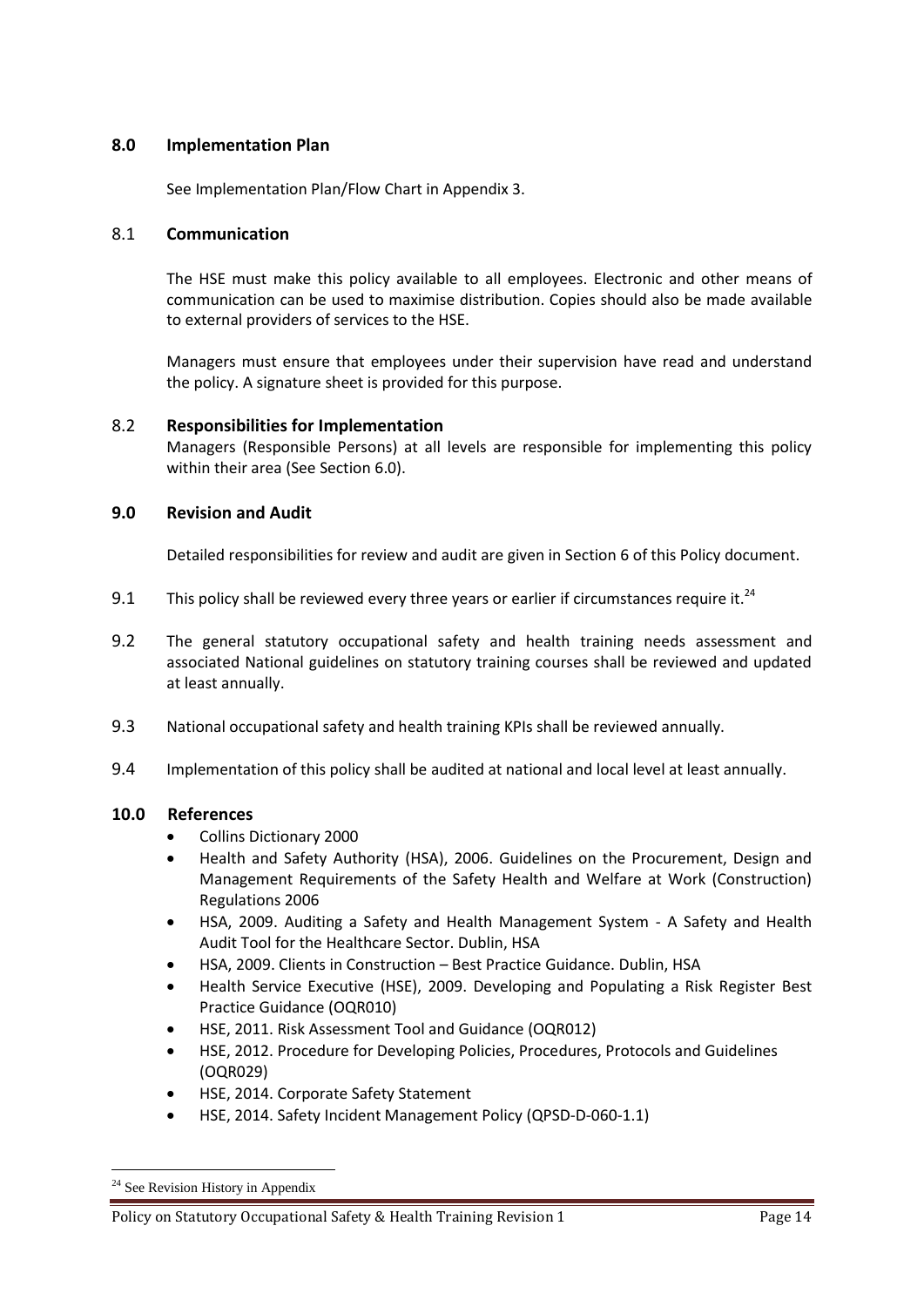## 8.0 Implementation Plan

See Implementation Plan/Flow Chart in Appendix 3.

### 8.1 Communication

The HSE must make this policy available to all employees. Electronic and other means of communication can be used to maximise distribution. Copies should also be made available to external providers of services to the HSE.

Managers must ensure that employees under their supervision have read and understand the policy. A signature sheet is provided for this purpose.

### 8.2 Responsibilities for Implementation

Managers (Responsible Persons) at all levels are responsible for implementing this policy within their area (See Section 6.0).

## 9.0 Revision and Audit

Detailed responsibilities for review and audit are given in Section 6 of this Policy document.

9.1 This policy shall be reviewed every three years or earlier if circumstances require it.[24]

9.2 The general statutory occupational safety and health training needs assessment and associated National guidelines on statutory training courses shall be reviewed and updated at least annually.

9.3 National occupational safety and health training KPIs shall be reviewed annually.

9.4 Implementation of this policy shall be audited at national and local level at least annually.

## 10.0 References

- Collins Dictionary 2000
- Health and Safety Authority (HSA), 2006. Guidelines on the Procurement, Design and Management Requirements of the Safety Health and Welfare at Work (Construction) Regulations 2006
- HSA, 2009. Auditing a Safety and Health Management System - A Safety and Health Audit Tool for the Healthcare Sector. Dublin, HSA
- HSA, 2009. Clients in Construction – Best Practice Guidance. Dublin, HSA
- Health Service Executive (HSE), 2009. Developing and Populating a Risk Register Best Practice Guidance (OQR010)
- HSE, 2011. Risk Assessment Tool and Guidance (OQR012)
- HSE, 2012. Procedure for Developing Policies, Procedures, Protocols and Guidelines (OQR029)
- HSE, 2014. Corporate Safety Statement
- HSE, 2014. Safety Incident Management Policy (QPSD-D-060-1.1)

[24] See Revision History in Appendix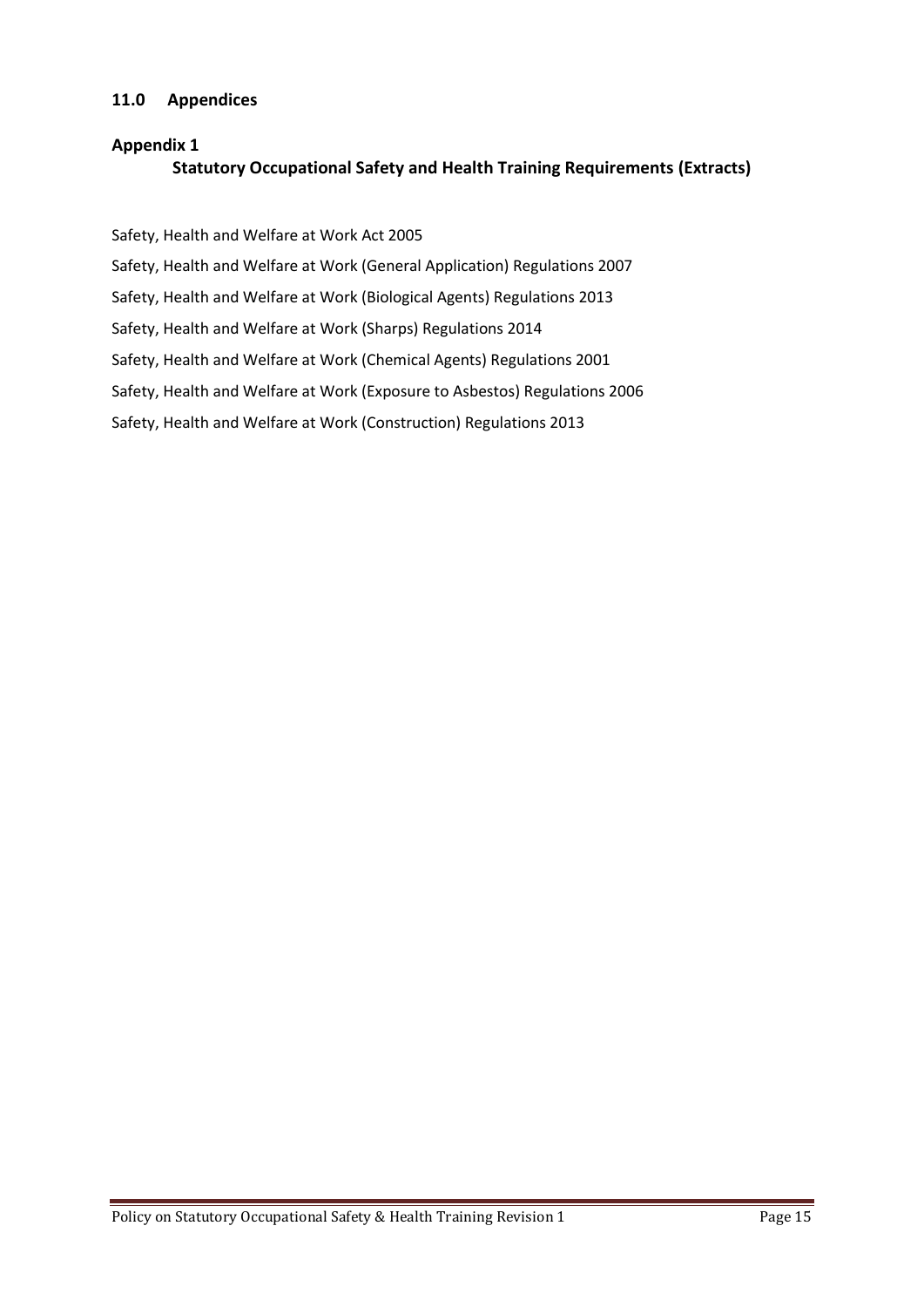## 11.0 Appendices

### Appendix 1

#### Statutory Occupational Safety and Health Training Requirements (Extracts)

Safety, Health and Welfare at Work Act 2005

Safety, Health and Welfare at Work (General Application) Regulations 2007

Safety, Health and Welfare at Work (Biological Agents) Regulations 2013

Safety, Health and Welfare at Work (Sharps) Regulations 2014

Safety, Health and Welfare at Work (Chemical Agents) Regulations 2001

Safety, Health and Welfare at Work (Exposure to Asbestos) Regulations 2006

Safety, Health and Welfare at Work (Construction) Regulations 2013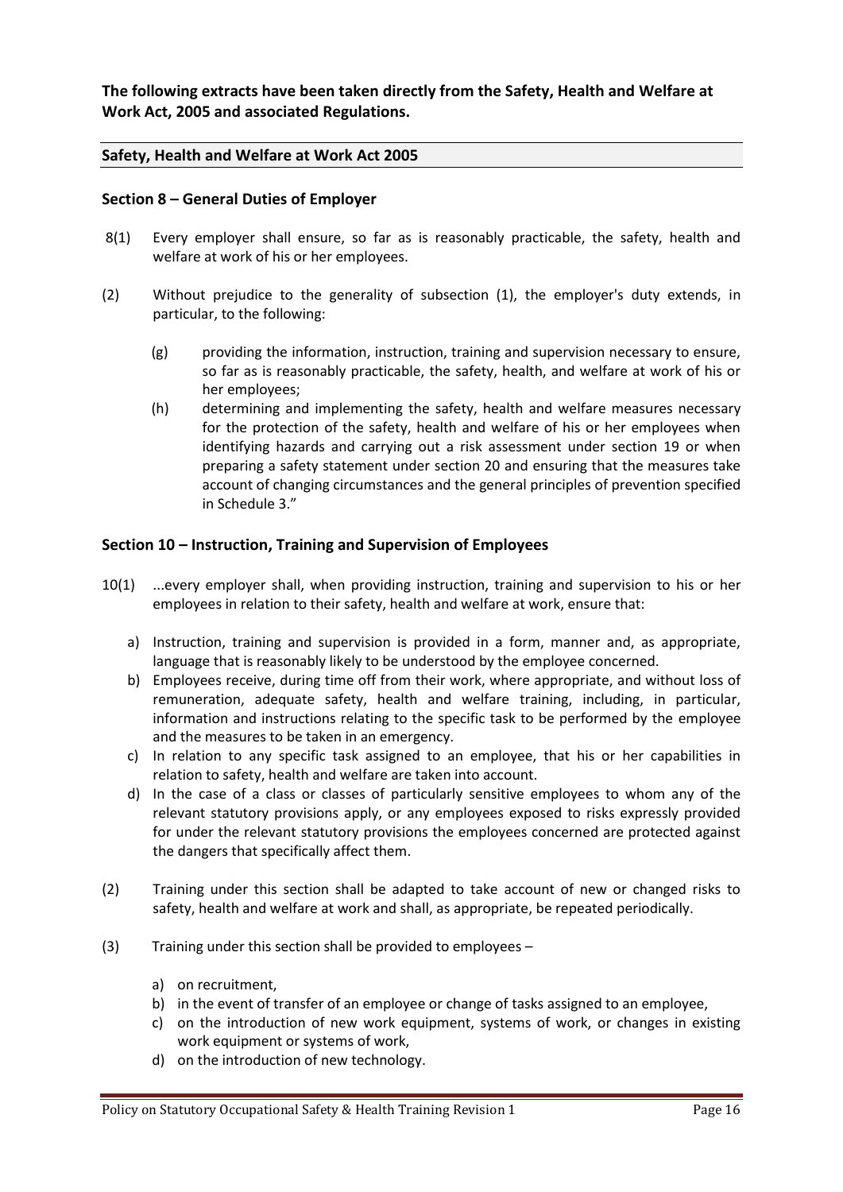**The following extracts have been taken directly from the Safety, Health and Welfare at Work Act, 2005 and associated Regulations.**

## Safety, Health and Welfare at Work Act 2005

### Section 8 – General Duties of Employer

8(1) Every employer shall ensure, so far as is reasonably practicable, the safety, health and welfare at work of his or her employees.

(2) Without prejudice to the generality of subsection (1), the employer's duty extends, in particular, to the following:

(g) providing the information, instruction, training and supervision necessary to ensure, so far as is reasonably practicable, the safety, health, and welfare at work of his or her employees;

(h) determining and implementing the safety, health and welfare measures necessary for the protection of the safety, health and welfare of his or her employees when identifying hazards and carrying out a risk assessment under section 19 or when preparing a safety statement under section 20 and ensuring that the measures take account of changing circumstances and the general principles of prevention specified in Schedule 3."

### Section 10 – Instruction, Training and Supervision of Employees

10(1) ...every employer shall, when providing instruction, training and supervision to his or her employees in relation to their safety, health and welfare at work, ensure that:

a) Instruction, training and supervision is provided in a form, manner and, as appropriate, language that is reasonably likely to be understood by the employee concerned.
b) Employees receive, during time off from their work, where appropriate, and without loss of remuneration, adequate safety, health and welfare training, including, in particular, information and instructions relating to the specific task to be performed by the employee and the measures to be taken in an emergency.
c) In relation to any specific task assigned to an employee, that his or her capabilities in relation to safety, health and welfare are taken into account.
d) In the case of a class or classes of particularly sensitive employees to whom any of the relevant statutory provisions apply, or any employees exposed to risks expressly provided for under the relevant statutory provisions the employees concerned are protected against the dangers that specifically affect them.

(2) Training under this section shall be adapted to take account of new or changed risks to safety, health and welfare at work and shall, as appropriate, be repeated periodically.

(3) Training under this section shall be provided to employees –

a) on recruitment,
b) in the event of transfer of an employee or change of tasks assigned to an employee,
c) on the introduction of new work equipment, systems of work, or changes in existing work equipment or systems of work,
d) on the introduction of new technology.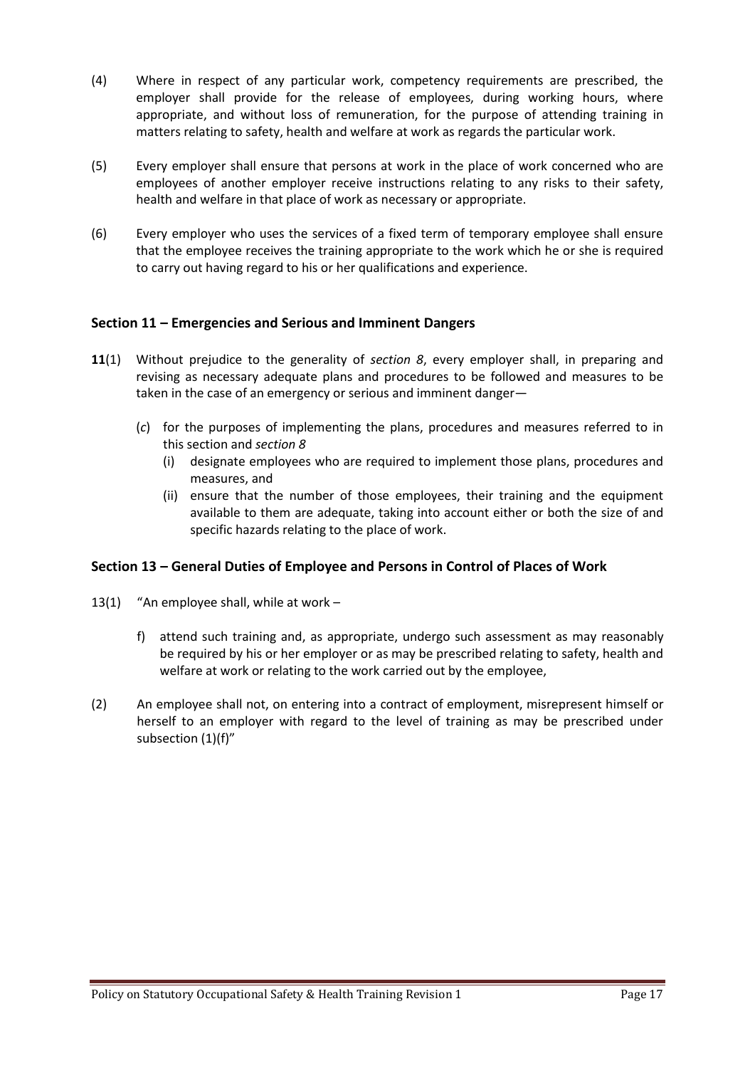(4) Where in respect of any particular work, competency requirements are prescribed, the employer shall provide for the release of employees, during working hours, where appropriate, and without loss of remuneration, for the purpose of attending training in matters relating to safety, health and welfare at work as regards the particular work.

(5) Every employer shall ensure that persons at work in the place of work concerned who are employees of another employer receive instructions relating to any risks to their safety, health and welfare in that place of work as necessary or appropriate.

(6) Every employer who uses the services of a fixed term of temporary employee shall ensure that the employee receives the training appropriate to the work which he or she is required to carry out having regard to his or her qualifications and experience.

### Section 11 – Emergencies and Serious and Imminent Dangers

**11**(1) Without prejudice to the generality of *section 8*, every employer shall, in preparing and revising as necessary adequate plans and procedures to be followed and measures to be taken in the case of an emergency or serious and imminent danger—

(*c*) for the purposes of implementing the plans, procedures and measures referred to in this section and *section 8*

(i) designate employees who are required to implement those plans, procedures and measures, and

(ii) ensure that the number of those employees, their training and the equipment available to them are adequate, taking into account either or both the size of and specific hazards relating to the place of work.

### Section 13 – General Duties of Employee and Persons in Control of Places of Work

13(1) "An employee shall, while at work –

f) attend such training and, as appropriate, undergo such assessment as may reasonably be required by his or her employer or as may be prescribed relating to safety, health and welfare at work or relating to the work carried out by the employee,

(2) An employee shall not, on entering into a contract of employment, misrepresent himself or herself to an employer with regard to the level of training as may be prescribed under subsection (1)(f)"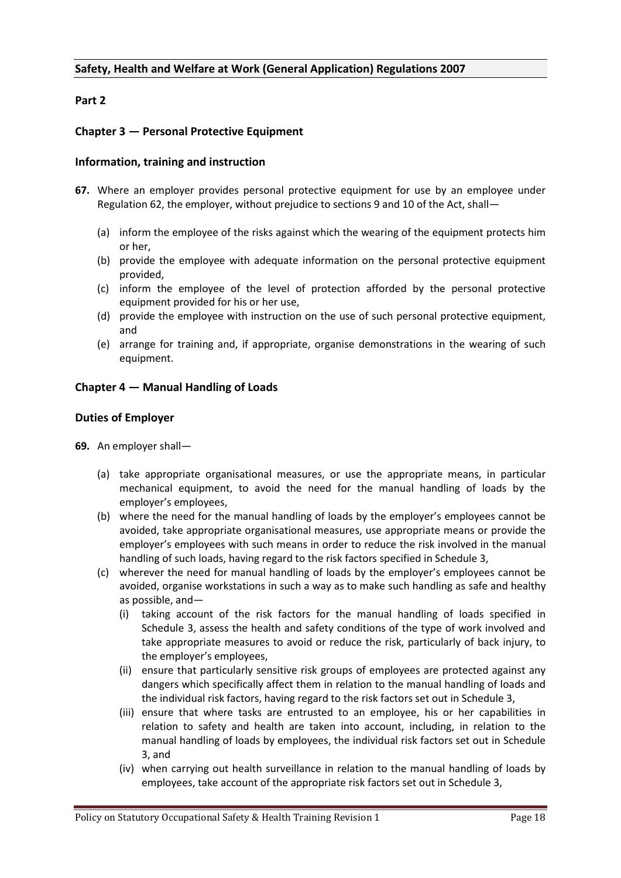**Safety, Health and Welfare at Work (General Application) Regulations 2007**

**Part 2**

### Chapter 3 — Personal Protective Equipment

#### Information, training and instruction

**67.** Where an employer provides personal protective equipment for use by an employee under Regulation 62, the employer, without prejudice to sections 9 and 10 of the Act, shall—

- (a) inform the employee of the risks against which the wearing of the equipment protects him or her,
- (b) provide the employee with adequate information on the personal protective equipment provided,
- (c) inform the employee of the level of protection afforded by the personal protective equipment provided for his or her use,
- (d) provide the employee with instruction on the use of such personal protective equipment, and
- (e) arrange for training and, if appropriate, organise demonstrations in the wearing of such equipment.

### Chapter 4 — Manual Handling of Loads

#### Duties of Employer

**69.** An employer shall—

- (a) take appropriate organisational measures, or use the appropriate means, in particular mechanical equipment, to avoid the need for the manual handling of loads by the employer's employees,
- (b) where the need for the manual handling of loads by the employer's employees cannot be avoided, take appropriate organisational measures, use appropriate means or provide the employer's employees with such means in order to reduce the risk involved in the manual handling of such loads, having regard to the risk factors specified in Schedule 3,
- (c) wherever the need for manual handling of loads by the employer's employees cannot be avoided, organise workstations in such a way as to make such handling as safe and healthy as possible, and—
  - (i) taking account of the risk factors for the manual handling of loads specified in Schedule 3, assess the health and safety conditions of the type of work involved and take appropriate measures to avoid or reduce the risk, particularly of back injury, to the employer's employees,
  - (ii) ensure that particularly sensitive risk groups of employees are protected against any dangers which specifically affect them in relation to the manual handling of loads and the individual risk factors, having regard to the risk factors set out in Schedule 3,
  - (iii) ensure that where tasks are entrusted to an employee, his or her capabilities in relation to safety and health are taken into account, including, in relation to the manual handling of loads by employees, the individual risk factors set out in Schedule 3, and
  - (iv) when carrying out health surveillance in relation to the manual handling of loads by employees, take account of the appropriate risk factors set out in Schedule 3,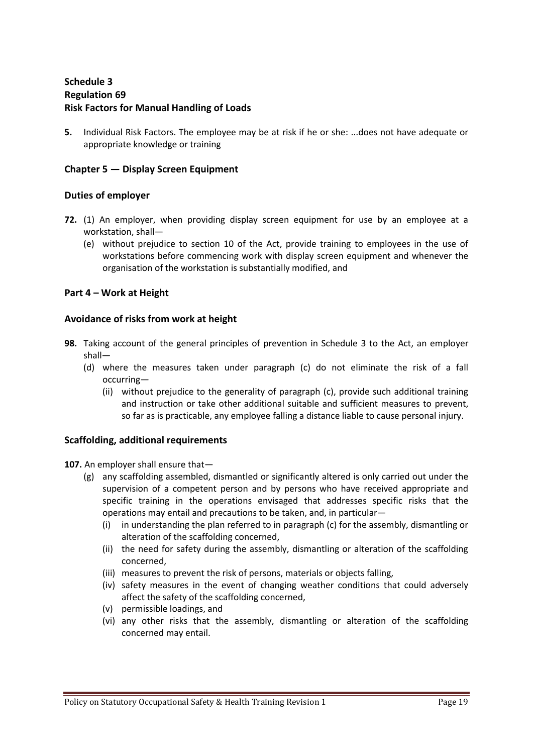**Schedule 3**
**Regulation 69**
**Risk Factors for Manual Handling of Loads**

**5.** Individual Risk Factors. The employee may be at risk if he or she: ...does not have adequate or appropriate knowledge or training

### Chapter 5 — Display Screen Equipment

### Duties of employer

**72.** (1) An employer, when providing display screen equipment for use by an employee at a workstation, shall—

(e) without prejudice to section 10 of the Act, provide training to employees in the use of workstations before commencing work with display screen equipment and whenever the organisation of the workstation is substantially modified, and

### Part 4 – Work at Height

### Avoidance of risks from work at height

**98.** Taking account of the general principles of prevention in Schedule 3 to the Act, an employer shall—

(d) where the measures taken under paragraph (c) do not eliminate the risk of a fall occurring—

(ii) without prejudice to the generality of paragraph (c), provide such additional training and instruction or take other additional suitable and sufficient measures to prevent, so far as is practicable, any employee falling a distance liable to cause personal injury.

### Scaffolding, additional requirements

**107.** An employer shall ensure that—

(g) any scaffolding assembled, dismantled or significantly altered is only carried out under the supervision of a competent person and by persons who have received appropriate and specific training in the operations envisaged that addresses specific risks that the operations may entail and precautions to be taken, and, in particular—

(i) in understanding the plan referred to in paragraph (c) for the assembly, dismantling or alteration of the scaffolding concerned,

(ii) the need for safety during the assembly, dismantling or alteration of the scaffolding concerned,

(iii) measures to prevent the risk of persons, materials or objects falling,

(iv) safety measures in the event of changing weather conditions that could adversely affect the safety of the scaffolding concerned,

(v) permissible loadings, and

(vi) any other risks that the assembly, dismantling or alteration of the scaffolding concerned may entail.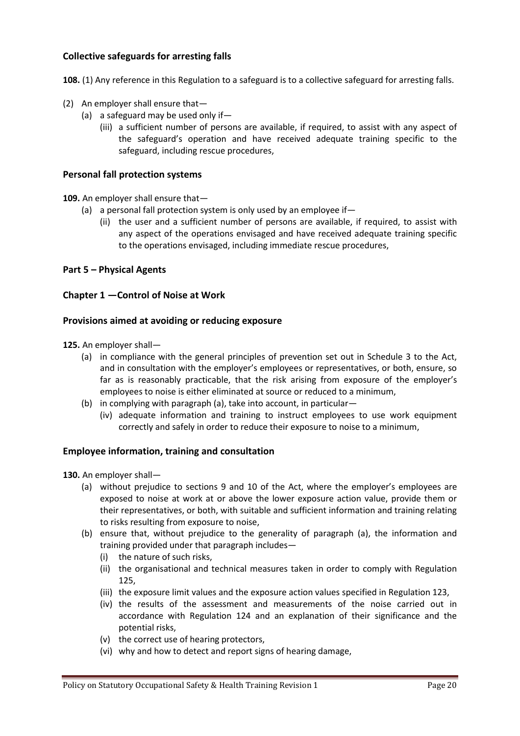### Collective safeguards for arresting falls

**108.** (1) Any reference in this Regulation to a safeguard is to a collective safeguard for arresting falls.

(2) An employer shall ensure that—

- (a) a safeguard may be used only if—
  - (iii) a sufficient number of persons are available, if required, to assist with any aspect of the safeguard's operation and have received adequate training specific to the safeguard, including rescue procedures,

### Personal fall protection systems

**109.** An employer shall ensure that—

- (a) a personal fall protection system is only used by an employee if—
  - (ii) the user and a sufficient number of persons are available, if required, to assist with any aspect of the operations envisaged and have received adequate training specific to the operations envisaged, including immediate rescue procedures,

## Part 5 – Physical Agents

### Chapter 1 —Control of Noise at Work

### Provisions aimed at avoiding or reducing exposure

**125.** An employer shall—

- (a) in compliance with the general principles of prevention set out in Schedule 3 to the Act, and in consultation with the employer's employees or representatives, or both, ensure, so far as is reasonably practicable, that the risk arising from exposure of the employer's employees to noise is either eliminated at source or reduced to a minimum,
- (b) in complying with paragraph (a), take into account, in particular—
  - (iv) adequate information and training to instruct employees to use work equipment correctly and safely in order to reduce their exposure to noise to a minimum,

### Employee information, training and consultation

**130.** An employer shall—

- (a) without prejudice to sections 9 and 10 of the Act, where the employer's employees are exposed to noise at work at or above the lower exposure action value, provide them or their representatives, or both, with suitable and sufficient information and training relating to risks resulting from exposure to noise,
- (b) ensure that, without prejudice to the generality of paragraph (a), the information and training provided under that paragraph includes—
  - (i) the nature of such risks,
  - (ii) the organisational and technical measures taken in order to comply with Regulation 125,
  - (iii) the exposure limit values and the exposure action values specified in Regulation 123,
  - (iv) the results of the assessment and measurements of the noise carried out in accordance with Regulation 124 and an explanation of their significance and the potential risks,
  - (v) the correct use of hearing protectors,
  - (vi) why and how to detect and report signs of hearing damage,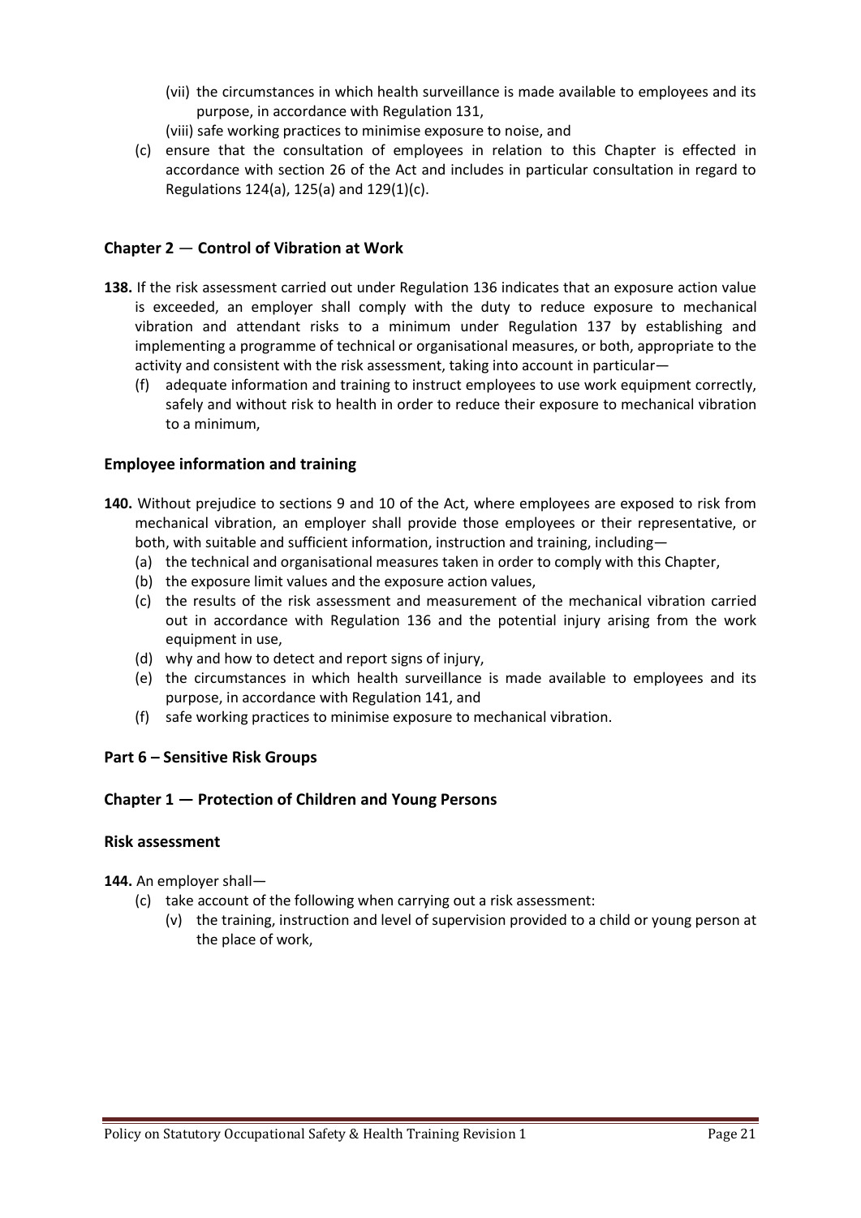(vii) the circumstances in which health surveillance is made available to employees and its purpose, in accordance with Regulation 131,

(viii) safe working practices to minimise exposure to noise, and

(c) ensure that the consultation of employees in relation to this Chapter is effected in accordance with section 26 of the Act and includes in particular consultation in regard to Regulations 124(a), 125(a) and 129(1)(c).

### Chapter 2 — Control of Vibration at Work

**138.** If the risk assessment carried out under Regulation 136 indicates that an exposure action value is exceeded, an employer shall comply with the duty to reduce exposure to mechanical vibration and attendant risks to a minimum under Regulation 137 by establishing and implementing a programme of technical or organisational measures, or both, appropriate to the activity and consistent with the risk assessment, taking into account in particular—

(f) adequate information and training to instruct employees to use work equipment correctly, safely and without risk to health in order to reduce their exposure to mechanical vibration to a minimum,

### Employee information and training

**140.** Without prejudice to sections 9 and 10 of the Act, where employees are exposed to risk from mechanical vibration, an employer shall provide those employees or their representative, or both, with suitable and sufficient information, instruction and training, including—

(a) the technical and organisational measures taken in order to comply with this Chapter,

(b) the exposure limit values and the exposure action values,

(c) the results of the risk assessment and measurement of the mechanical vibration carried out in accordance with Regulation 136 and the potential injury arising from the work equipment in use,

(d) why and how to detect and report signs of injury,

(e) the circumstances in which health surveillance is made available to employees and its purpose, in accordance with Regulation 141, and

(f) safe working practices to minimise exposure to mechanical vibration.

## Part 6 – Sensitive Risk Groups

### Chapter 1 — Protection of Children and Young Persons

### Risk assessment

**144.** An employer shall—

(c) take account of the following when carrying out a risk assessment:

(v) the training, instruction and level of supervision provided to a child or young person at the place of work,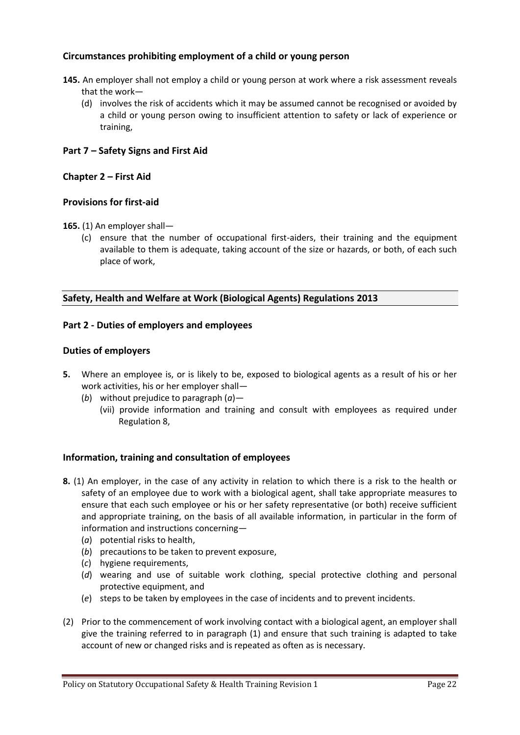### Circumstances prohibiting employment of a child or young person

**145.** An employer shall not employ a child or young person at work where a risk assessment reveals that the work—

(d) involves the risk of accidents which it may be assumed cannot be recognised or avoided by a child or young person owing to insufficient attention to safety or lack of experience or training,

### Part 7 – Safety Signs and First Aid

### Chapter 2 – First Aid

### Provisions for first-aid

**165.** (1) An employer shall—

(c) ensure that the number of occupational first-aiders, their training and the equipment available to them is adequate, taking account of the size or hazards, or both, of each such place of work,

## Safety, Health and Welfare at Work (Biological Agents) Regulations 2013

### Part 2 - Duties of employers and employees

### Duties of employers

**5.** Where an employee is, or is likely to be, exposed to biological agents as a result of his or her work activities, his or her employer shall—

(*b*) without prejudice to paragraph (*a*)—

(vii) provide information and training and consult with employees as required under Regulation 8,

### Information, training and consultation of employees

**8.** (1) An employer, in the case of any activity in relation to which there is a risk to the health or safety of an employee due to work with a biological agent, shall take appropriate measures to ensure that each such employee or his or her safety representative (or both) receive sufficient and appropriate training, on the basis of all available information, in particular in the form of information and instructions concerning—

(*a*) potential risks to health,

(*b*) precautions to be taken to prevent exposure,

(*c*) hygiene requirements,

(*d*) wearing and use of suitable work clothing, special protective clothing and personal protective equipment, and

(*e*) steps to be taken by employees in the case of incidents and to prevent incidents.

(2) Prior to the commencement of work involving contact with a biological agent, an employer shall give the training referred to in paragraph (1) and ensure that such training is adapted to take account of new or changed risks and is repeated as often as is necessary.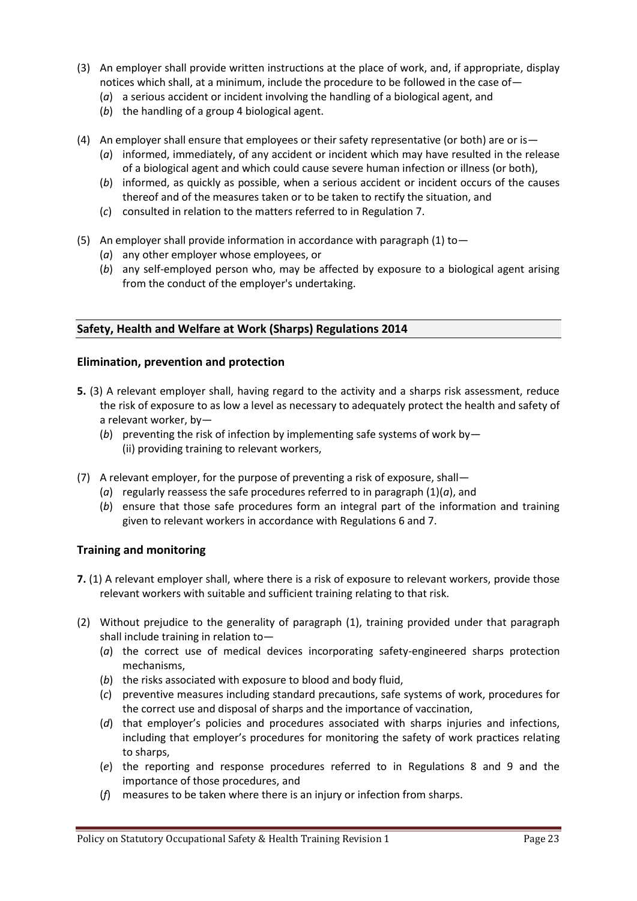(3) An employer shall provide written instructions at the place of work, and, if appropriate, display notices which shall, at a minimum, include the procedure to be followed in the case of—
   (*a*) a serious accident or incident involving the handling of a biological agent, and
   (*b*) the handling of a group 4 biological agent.

(4) An employer shall ensure that employees or their safety representative (or both) are or is—
   (*a*) informed, immediately, of any accident or incident which may have resulted in the release of a biological agent and which could cause severe human infection or illness (or both),
   (*b*) informed, as quickly as possible, when a serious accident or incident occurs of the causes thereof and of the measures taken or to be taken to rectify the situation, and
   (*c*) consulted in relation to the matters referred to in Regulation 7.

(5) An employer shall provide information in accordance with paragraph (1) to—
   (*a*) any other employer whose employees, or
   (*b*) any self-employed person who, may be affected by exposure to a biological agent arising from the conduct of the employer's undertaking.

## Safety, Health and Welfare at Work (Sharps) Regulations 2014

### Elimination, prevention and protection

**5.** (3) A relevant employer shall, having regard to the activity and a sharps risk assessment, reduce the risk of exposure to as low a level as necessary to adequately protect the health and safety of a relevant worker, by—
   (*b*) preventing the risk of infection by implementing safe systems of work by—
      (ii) providing training to relevant workers,

(7) A relevant employer, for the purpose of preventing a risk of exposure, shall—
   (*a*) regularly reassess the safe procedures referred to in paragraph (1)(*a*), and
   (*b*) ensure that those safe procedures form an integral part of the information and training given to relevant workers in accordance with Regulations 6 and 7.

### Training and monitoring

**7.** (1) A relevant employer shall, where there is a risk of exposure to relevant workers, provide those relevant workers with suitable and sufficient training relating to that risk.

(2) Without prejudice to the generality of paragraph (1), training provided under that paragraph shall include training in relation to—
   (*a*) the correct use of medical devices incorporating safety-engineered sharps protection mechanisms,
   (*b*) the risks associated with exposure to blood and body fluid,
   (*c*) preventive measures including standard precautions, safe systems of work, procedures for the correct use and disposal of sharps and the importance of vaccination,
   (*d*) that employer's policies and procedures associated with sharps injuries and infections, including that employer's procedures for monitoring the safety of work practices relating to sharps,
   (*e*) the reporting and response procedures referred to in Regulations 8 and 9 and the importance of those procedures, and
   (*f*) measures to be taken where there is an injury or infection from sharps.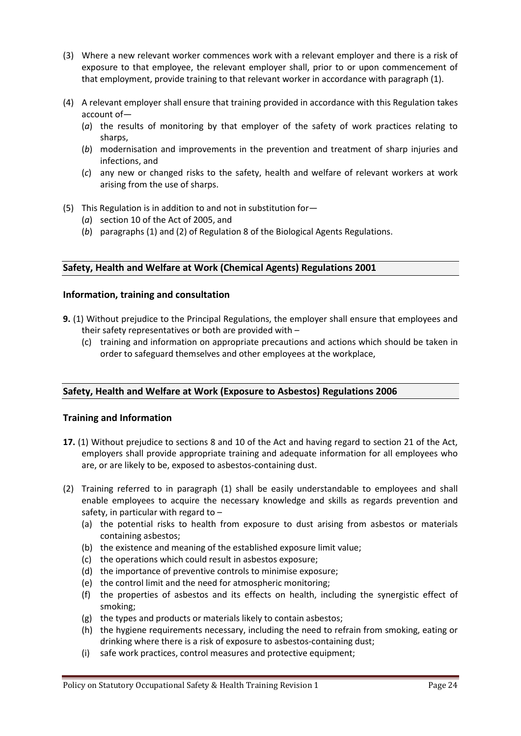(3) Where a new relevant worker commences work with a relevant employer and there is a risk of exposure to that employee, the relevant employer shall, prior to or upon commencement of that employment, provide training to that relevant worker in accordance with paragraph (1).

(4) A relevant employer shall ensure that training provided in accordance with this Regulation takes account of—
   (*a*) the results of monitoring by that employer of the safety of work practices relating to sharps,
   (*b*) modernisation and improvements in the prevention and treatment of sharp injuries and infections, and
   (*c*) any new or changed risks to the safety, health and welfare of relevant workers at work arising from the use of sharps.

(5) This Regulation is in addition to and not in substitution for—
   (*a*) section 10 of the Act of 2005, and
   (*b*) paragraphs (1) and (2) of Regulation 8 of the Biological Agents Regulations.

## Safety, Health and Welfare at Work (Chemical Agents) Regulations 2001

### Information, training and consultation

**9.** (1) Without prejudice to the Principal Regulations, the employer shall ensure that employees and their safety representatives or both are provided with –
   (c) training and information on appropriate precautions and actions which should be taken in order to safeguard themselves and other employees at the workplace,

## Safety, Health and Welfare at Work (Exposure to Asbestos) Regulations 2006

### Training and Information

**17.** (1) Without prejudice to sections 8 and 10 of the Act and having regard to section 21 of the Act, employers shall provide appropriate training and adequate information for all employees who are, or are likely to be, exposed to asbestos-containing dust.

(2) Training referred to in paragraph (1) shall be easily understandable to employees and shall enable employees to acquire the necessary knowledge and skills as regards prevention and safety, in particular with regard to –
   (a) the potential risks to health from exposure to dust arising from asbestos or materials containing asbestos;
   (b) the existence and meaning of the established exposure limit value;
   (c) the operations which could result in asbestos exposure;
   (d) the importance of preventive controls to minimise exposure;
   (e) the control limit and the need for atmospheric monitoring;
   (f) the properties of asbestos and its effects on health, including the synergistic effect of smoking;
   (g) the types and products or materials likely to contain asbestos;
   (h) the hygiene requirements necessary, including the need to refrain from smoking, eating or drinking where there is a risk of exposure to asbestos-containing dust;
   (i) safe work practices, control measures and protective equipment;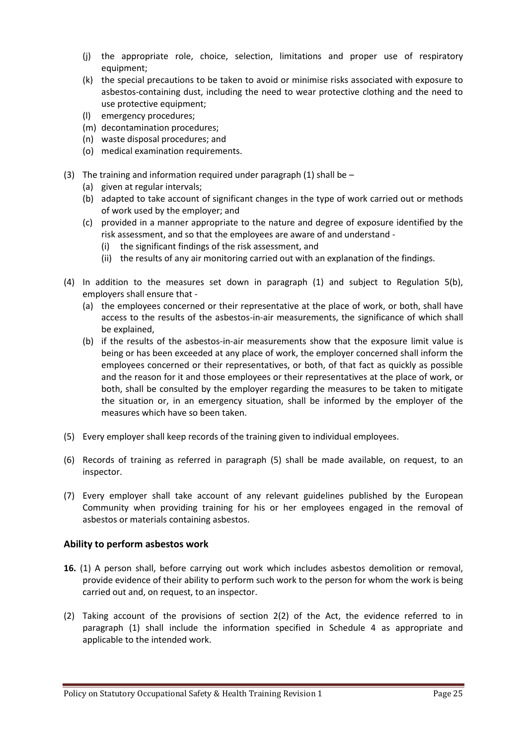- (j) the appropriate role, choice, selection, limitations and proper use of respiratory equipment;
- (k) the special precautions to be taken to avoid or minimise risks associated with exposure to asbestos-containing dust, including the need to wear protective clothing and the need to use protective equipment;
- (l) emergency procedures;
- (m) decontamination procedures;
- (n) waste disposal procedures; and
- (o) medical examination requirements.

(3) The training and information required under paragraph (1) shall be –

- (a) given at regular intervals;
- (b) adapted to take account of significant changes in the type of work carried out or methods of work used by the employer; and
- (c) provided in a manner appropriate to the nature and degree of exposure identified by the risk assessment, and so that the employees are aware of and understand -
  - (i) the significant findings of the risk assessment, and
  - (ii) the results of any air monitoring carried out with an explanation of the findings.

(4) In addition to the measures set down in paragraph (1) and subject to Regulation 5(b), employers shall ensure that -

- (a) the employees concerned or their representative at the place of work, or both, shall have access to the results of the asbestos-in-air measurements, the significance of which shall be explained,
- (b) if the results of the asbestos-in-air measurements show that the exposure limit value is being or has been exceeded at any place of work, the employer concerned shall inform the employees concerned or their representatives, or both, of that fact as quickly as possible and the reason for it and those employees or their representatives at the place of work, or both, shall be consulted by the employer regarding the measures to be taken to mitigate the situation or, in an emergency situation, shall be informed by the employer of the measures which have so been taken.

(5) Every employer shall keep records of the training given to individual employees.

(6) Records of training as referred in paragraph (5) shall be made available, on request, to an inspector.

(7) Every employer shall take account of any relevant guidelines published by the European Community when providing training for his or her employees engaged in the removal of asbestos or materials containing asbestos.

### Ability to perform asbestos work

**16.** (1) A person shall, before carrying out work which includes asbestos demolition or removal, provide evidence of their ability to perform such work to the person for whom the work is being carried out and, on request, to an inspector.

(2) Taking account of the provisions of section 2(2) of the Act, the evidence referred to in paragraph (1) shall include the information specified in Schedule 4 as appropriate and applicable to the intended work.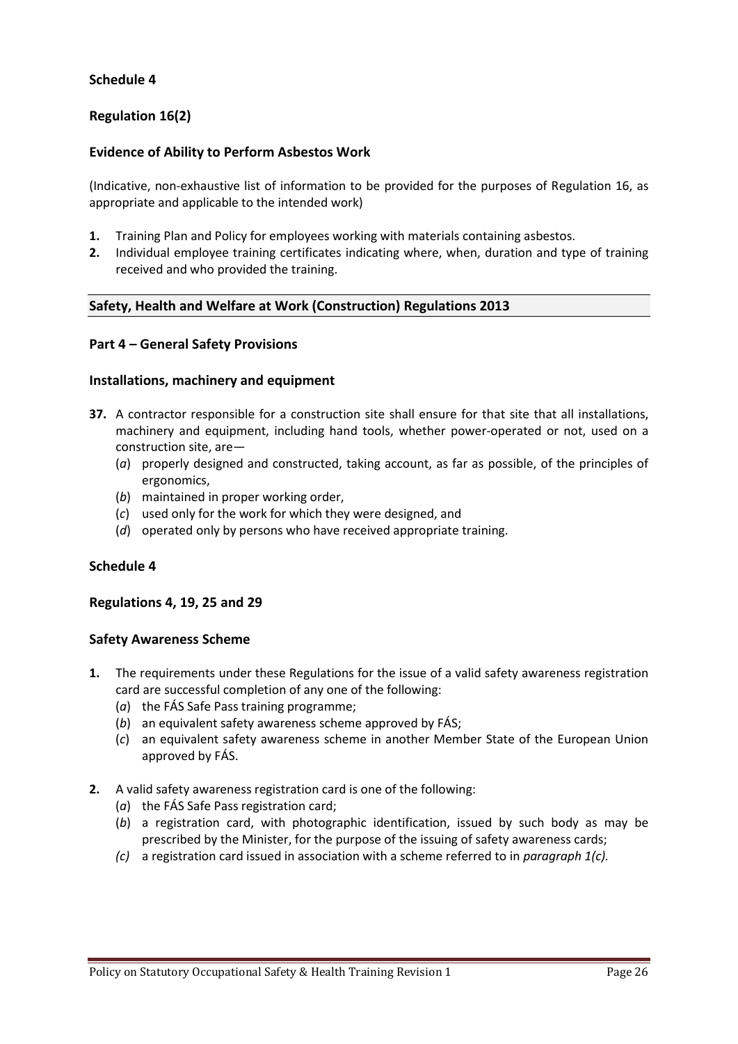**Schedule 4**

**Regulation 16(2)**

**Evidence of Ability to Perform Asbestos Work**

(Indicative, non-exhaustive list of information to be provided for the purposes of Regulation 16, as appropriate and applicable to the intended work)

1. Training Plan and Policy for employees working with materials containing asbestos.
2. Individual employee training certificates indicating where, when, duration and type of training received and who provided the training.

---

**Safety, Health and Welfare at Work (Construction) Regulations 2013**

---

**Part 4 – General Safety Provisions**

**Installations, machinery and equipment**

**37.** A contractor responsible for a construction site shall ensure for that site that all installations, machinery and equipment, including hand tools, whether power-operated or not, used on a construction site, are—
  (*a*) properly designed and constructed, taking account, as far as possible, of the principles of ergonomics,
  (*b*) maintained in proper working order,
  (*c*) used only for the work for which they were designed, and
  (*d*) operated only by persons who have received appropriate training.

**Schedule 4**

**Regulations 4, 19, 25 and 29**

**Safety Awareness Scheme**

**1.** The requirements under these Regulations for the issue of a valid safety awareness registration card are successful completion of any one of the following:
  (*a*) the FÁS Safe Pass training programme;
  (*b*) an equivalent safety awareness scheme approved by FÁS;
  (*c*) an equivalent safety awareness scheme in another Member State of the European Union approved by FÁS.

**2.** A valid safety awareness registration card is one of the following:
  (*a*) the FÁS Safe Pass registration card;
  (*b*) a registration card, with photographic identification, issued by such body as may be prescribed by the Minister, for the purpose of the issuing of safety awareness cards;
  *(c)* a registration card issued in association with a scheme referred to in *paragraph 1(c).*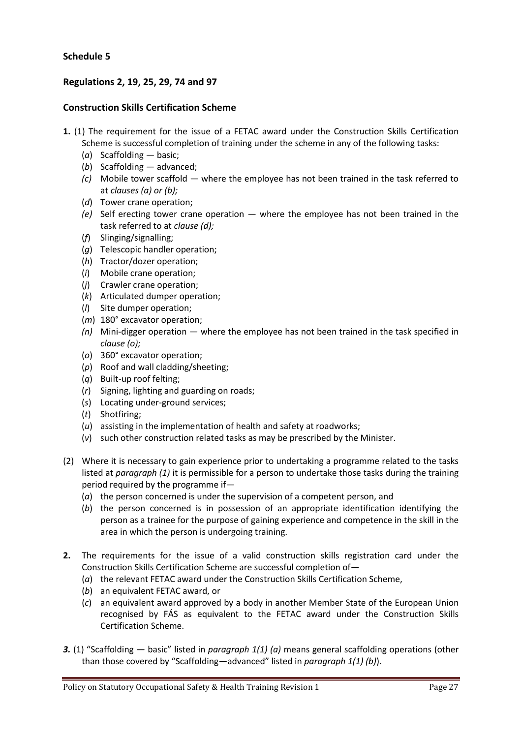**Schedule 5**

**Regulations 2, 19, 25, 29, 74 and 97**

**Construction Skills Certification Scheme**

**1.** (1) The requirement for the issue of a FETAC award under the Construction Skills Certification Scheme is successful completion of training under the scheme in any of the following tasks:

- (*a*) Scaffolding — basic;
- (*b*) Scaffolding — advanced;
- *(c)* Mobile tower scaffold — where the employee has not been trained in the task referred to at *clauses (a) or (b);*
- (*d*) Tower crane operation;
- *(e)* Self erecting tower crane operation — where the employee has not been trained in the task referred to at *clause (d);*
- (*f*) Slinging/signalling;
- (*g*) Telescopic handler operation;
- (*h*) Tractor/dozer operation;
- (*i*) Mobile crane operation;
- (*j*) Crawler crane operation;
- (*k*) Articulated dumper operation;
- (*l*) Site dumper operation;
- (*m*) 180° excavator operation;
- *(n)* Mini-digger operation — where the employee has not been trained in the task specified in *clause (o);*
- (*o*) 360° excavator operation;
- (*p*) Roof and wall cladding/sheeting;
- (*q*) Built-up roof felting;
- (*r*) Signing, lighting and guarding on roads;
- (*s*) Locating under-ground services;
- (*t*) Shotfiring;
- (*u*) assisting in the implementation of health and safety at roadworks;
- (*v*) such other construction related tasks as may be prescribed by the Minister.

(2) Where it is necessary to gain experience prior to undertaking a programme related to the tasks listed at *paragraph (1)* it is permissible for a person to undertake those tasks during the training period required by the programme if—

- (*a*) the person concerned is under the supervision of a competent person, and
- (*b*) the person concerned is in possession of an appropriate identification identifying the person as a trainee for the purpose of gaining experience and competence in the skill in the area in which the person is undergoing training.

**2.** The requirements for the issue of a valid construction skills registration card under the Construction Skills Certification Scheme are successful completion of—

- (*a*) the relevant FETAC award under the Construction Skills Certification Scheme,
- (*b*) an equivalent FETAC award, or
- (*c*) an equivalent award approved by a body in another Member State of the European Union recognised by FÁS as equivalent to the FETAC award under the Construction Skills Certification Scheme.

***3.*** (1) "Scaffolding — basic" listed in *paragraph 1(1) (a)* means general scaffolding operations (other than those covered by "Scaffolding—advanced" listed in *paragraph 1(1) (b)*).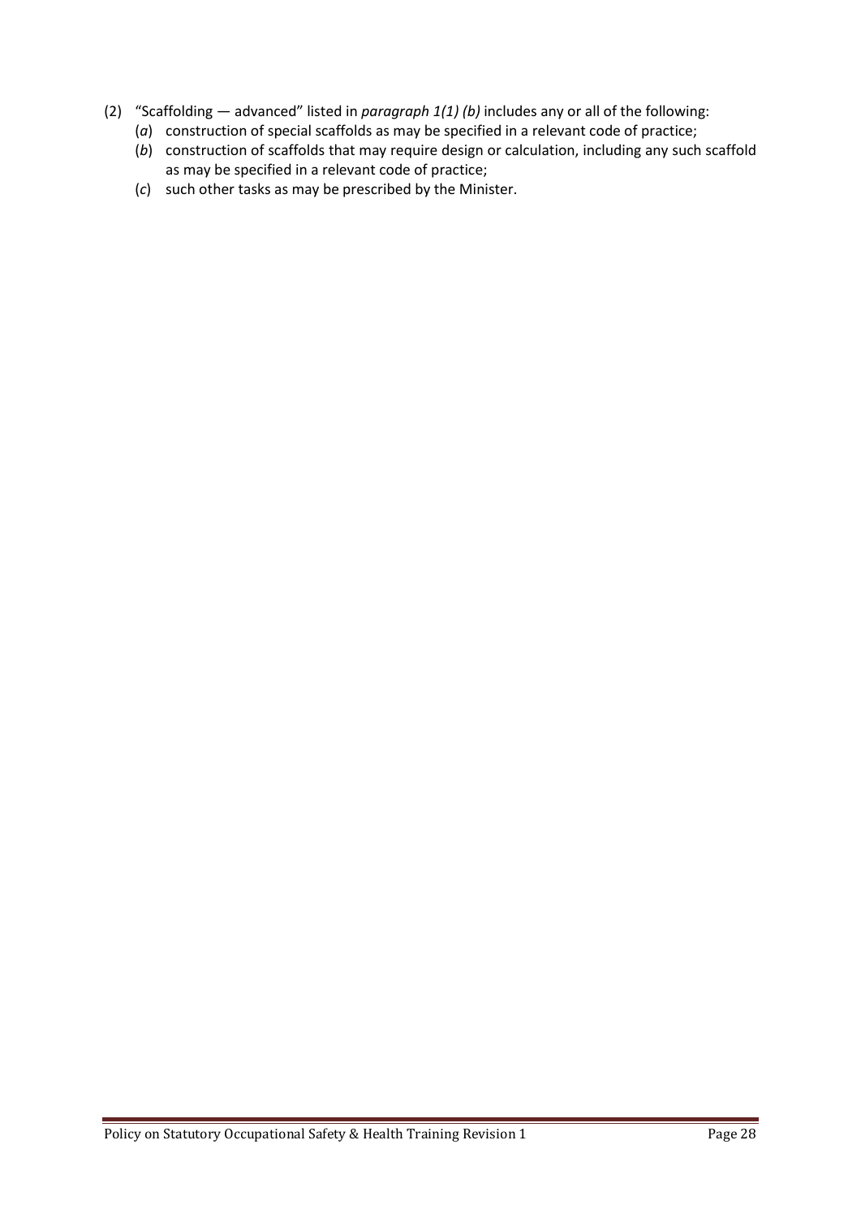(2) "Scaffolding — advanced" listed in *paragraph 1(1) (b)* includes any or all of the following:

  (*a*) construction of special scaffolds as may be specified in a relevant code of practice;

  (*b*) construction of scaffolds that may require design or calculation, including any such scaffold as may be specified in a relevant code of practice;

  (*c*) such other tasks as may be prescribed by the Minister.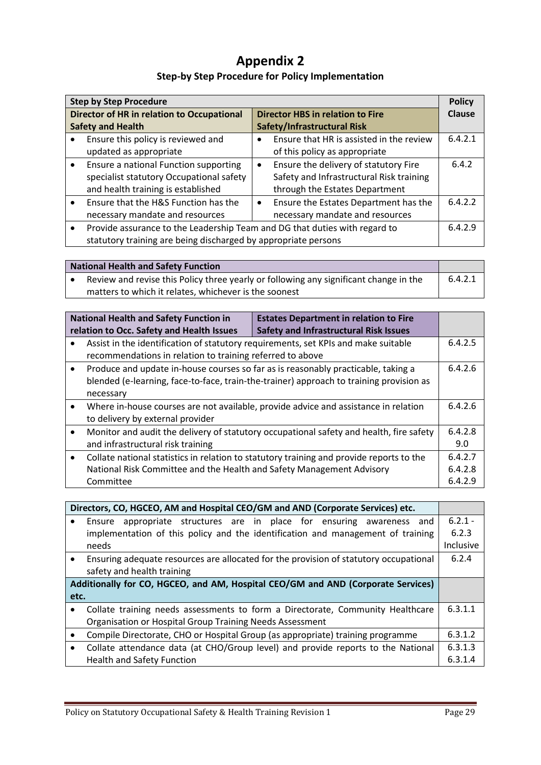# Appendix 2

### Step-by Step Procedure for Policy Implementation

| **Step by Step Procedure** | | **Policy Clause** |
|---|---|---|
| **Director of HR in relation to Occupational Safety and Health** | **Director HBS in relation to Fire Safety/Infrastructural Risk** | |
| • Ensure this policy is reviewed and updated as appropriate | • Ensure that HR is assisted in the review of this policy as appropriate | 6.4.2.1 |
| • Ensure a national Function supporting specialist statutory Occupational safety and health training is established | • Ensure the delivery of statutory Fire Safety and Infrastructural Risk training through the Estates Department | 6.4.2 |
| • Ensure that the H&S Function has the necessary mandate and resources | • Ensure the Estates Department has the necessary mandate and resources | 6.4.2.2 |
| • Provide assurance to the Leadership Team and DG that duties with regard to statutory training are being discharged by appropriate persons | | 6.4.2.9 |

| **National Health and Safety Function** | |
|---|---|
| • Review and revise this Policy three yearly or following any significant change in the matters to which it relates, whichever is the soonest | 6.4.2.1 |

| **National Health and Safety Function in relation to Occ. Safety and Health Issues** | **Estates Department in relation to Fire Safety and Infrastructural Risk Issues** | |
|---|---|---|
| • Assist in the identification of statutory requirements, set KPIs and make suitable recommendations in relation to training referred to above | | 6.4.2.5 |
| • Produce and update in-house courses so far as is reasonably practicable, taking a blended (e-learning, face-to-face, train-the-trainer) approach to training provision as necessary | | 6.4.2.6 |
| • Where in-house courses are not available, provide advice and assistance in relation to delivery by external provider | | 6.4.2.6 |
| • Monitor and audit the delivery of statutory occupational safety and health, fire safety and infrastructural risk training | | 6.4.2.8<br>9.0 |
| • Collate national statistics in relation to statutory training and provide reports to the National Risk Committee and the Health and Safety Management Advisory Committee | | 6.4.2.7<br>6.4.2.8<br>6.4.2.9 |

| **Directors, CO, HGCEO, AM and Hospital CEO/GM and AND (Corporate Services) etc.** | |
|---|---|
| • Ensure appropriate structures are in place for ensuring awareness and implementation of this policy and the identification and management of training needs | 6.2.1 - 6.2.3 Inclusive |
| • Ensuring adequate resources are allocated for the provision of statutory occupational safety and health training | 6.2.4 |
| **Additionally for CO, HGCEO, and AM, Hospital CEO/GM and AND (Corporate Services) etc.** | |
| • Collate training needs assessments to form a Directorate, Community Healthcare Organisation or Hospital Group Training Needs Assessment | 6.3.1.1 |
| • Compile Directorate, CHO or Hospital Group (as appropriate) training programme | 6.3.1.2 |
| • Collate attendance data (at CHO/Group level) and provide reports to the National Health and Safety Function | 6.3.1.3<br>6.3.1.4 |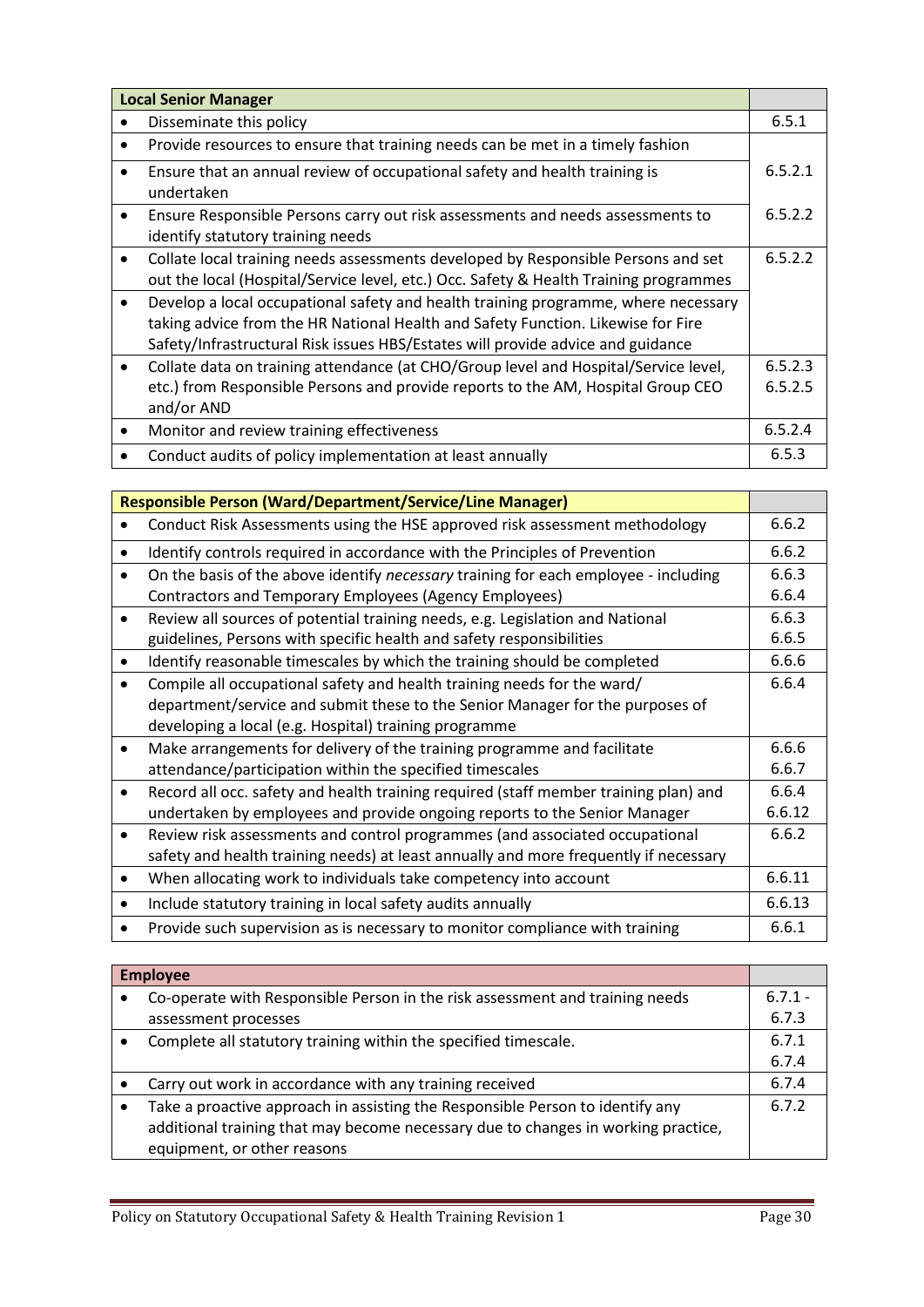| Local Senior Manager | |
|---|---|
| • Disseminate this policy | 6.5.1 |
| • Provide resources to ensure that training needs can be met in a timely fashion | 6.5.2.1 |
| • Ensure that an annual review of occupational safety and health training is undertaken | |
| • Ensure Responsible Persons carry out risk assessments and needs assessments to identify statutory training needs | 6.5.2.2 |
| • Collate local training needs assessments developed by Responsible Persons and set out the local (Hospital/Service level, etc.) Occ. Safety & Health Training programmes | 6.5.2.2 |
| • Develop a local occupational safety and health training programme, where necessary taking advice from the HR National Health and Safety Function. Likewise for Fire Safety/Infrastructural Risk issues HBS/Estates will provide advice and guidance | |
| • Collate data on training attendance (at CHO/Group level and Hospital/Service level, etc.) from Responsible Persons and provide reports to the AM, Hospital Group CEO and/or AND | 6.5.2.3<br>6.5.2.5 |
| • Monitor and review training effectiveness | 6.5.2.4 |
| • Conduct audits of policy implementation at least annually | 6.5.3 |

| Responsible Person (Ward/Department/Service/Line Manager) | |
|---|---|
| • Conduct Risk Assessments using the HSE approved risk assessment methodology | 6.6.2 |
| • Identify controls required in accordance with the Principles of Prevention | 6.6.2 |
| • On the basis of the above identify *necessary* training for each employee - including Contractors and Temporary Employees (Agency Employees) | 6.6.3<br>6.6.4 |
| • Review all sources of potential training needs, e.g. Legislation and National guidelines, Persons with specific health and safety responsibilities | 6.6.3<br>6.6.5 |
| • Identify reasonable timescales by which the training should be completed | 6.6.6 |
| • Compile all occupational safety and health training needs for the ward/ department/service and submit these to the Senior Manager for the purposes of developing a local (e.g. Hospital) training programme | 6.6.4 |
| • Make arrangements for delivery of the training programme and facilitate attendance/participation within the specified timescales | 6.6.6<br>6.6.7 |
| • Record all occ. safety and health training required (staff member training plan) and undertaken by employees and provide ongoing reports to the Senior Manager | 6.6.4<br>6.6.12 |
| • Review risk assessments and control programmes (and associated occupational safety and health training needs) at least annually and more frequently if necessary | 6.6.2 |
| • When allocating work to individuals take competency into account | 6.6.11 |
| • Include statutory training in local safety audits annually | 6.6.13 |
| • Provide such supervision as is necessary to monitor compliance with training | 6.6.1 |

| Employee | |
|---|---|
| • Co-operate with Responsible Person in the risk assessment and training needs assessment processes | 6.7.1 - 6.7.3 |
| • Complete all statutory training within the specified timescale. | 6.7.1<br>6.7.4 |
| • Carry out work in accordance with any training received | 6.7.4 |
| • Take a proactive approach in assisting the Responsible Person to identify any additional training that may become necessary due to changes in working practice, equipment, or other reasons | 6.7.2 |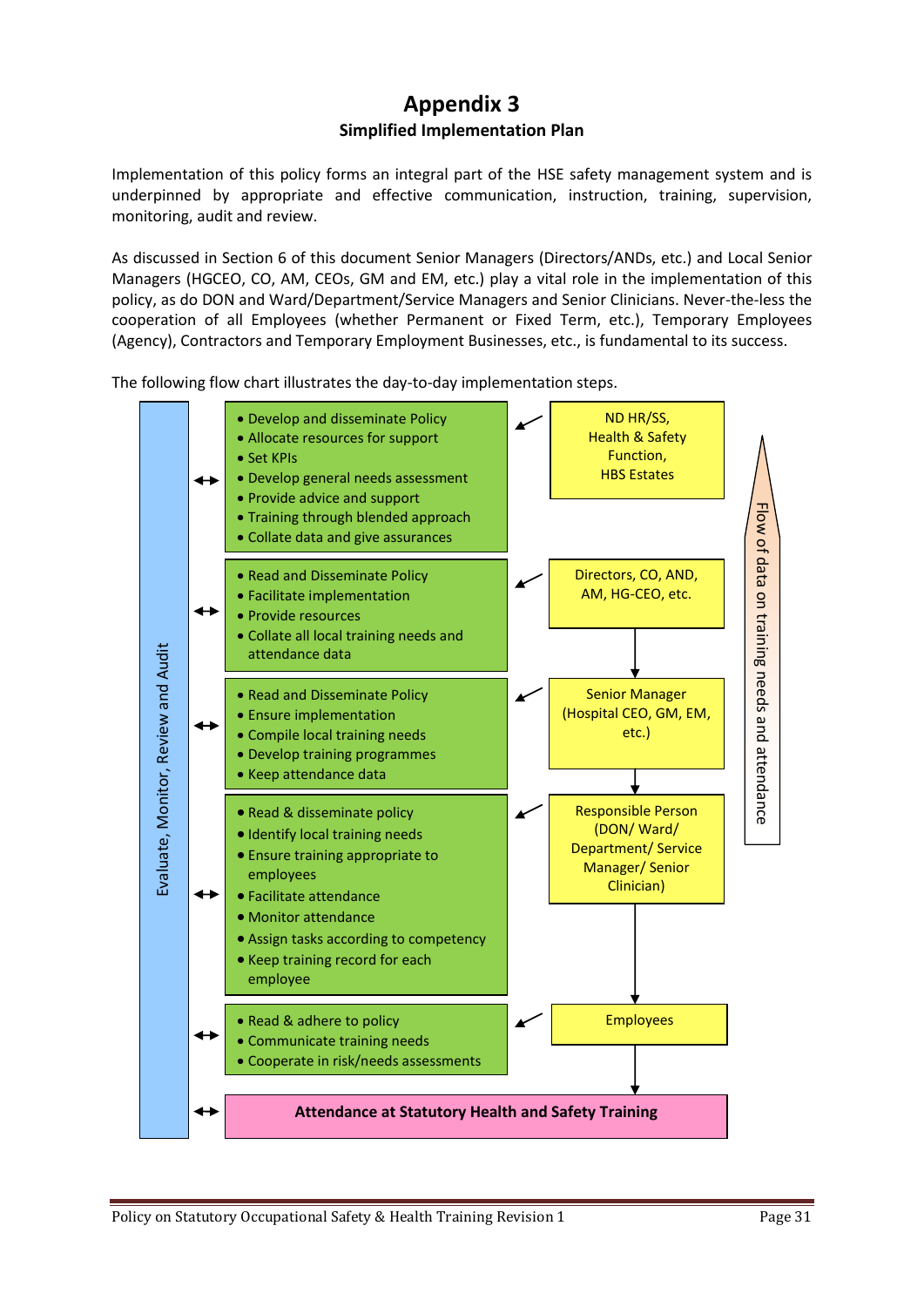# Appendix 3

## Simplified Implementation Plan

Implementation of this policy forms an integral part of the HSE safety management system and is underpinned by appropriate and effective communication, instruction, training, supervision, monitoring, audit and review.

As discussed in Section 6 of this document Senior Managers (Directors/ANDs, etc.) and Local Senior Managers (HGCEO, CO, AM, CEOs, GM and EM, etc.) play a vital role in the implementation of this policy, as do DON and Ward/Department/Service Managers and Senior Clinicians. Never-the-less the cooperation of all Employees (whether Permanent or Fixed Term, etc.), Temporary Employees (Agency), Contractors and Temporary Employment Businesses, etc., is fundamental to its success.

The following flow chart illustrates the day-to-day implementation steps.

Evaluate, Monitor, Review and Audit

ND HR/SS, Health & Safety Function, HBS Estates

- Develop and disseminate Policy
- Allocate resources for support
- Set KPIs
- Develop general needs assessment
- Provide advice and support
- Training through blended approach
- Collate data and give assurances

Directors, CO, AND, AM, HG-CEO, etc.

- Read and Disseminate Policy
- Facilitate implementation
- Provide resources
- Collate all local training needs and attendance data

Senior Manager (Hospital CEO, GM, EM, etc.)

- Read and Disseminate Policy
- Ensure implementation
- Compile local training needs
- Develop training programmes
- Keep attendance data

Responsible Person (DON/ Ward/ Department/ Service Manager/ Senior Clinician)

- Read & disseminate policy
- Identify local training needs
- Ensure training appropriate to employees
- Facilitate attendance
- Monitor attendance
- Assign tasks according to competency
- Keep training record for each employee

Employees

- Read & adhere to policy
- Communicate training needs
- Cooperate in risk/needs assessments

**Attendance at Statutory Health and Safety Training**

Flow of data on training needs and attendance